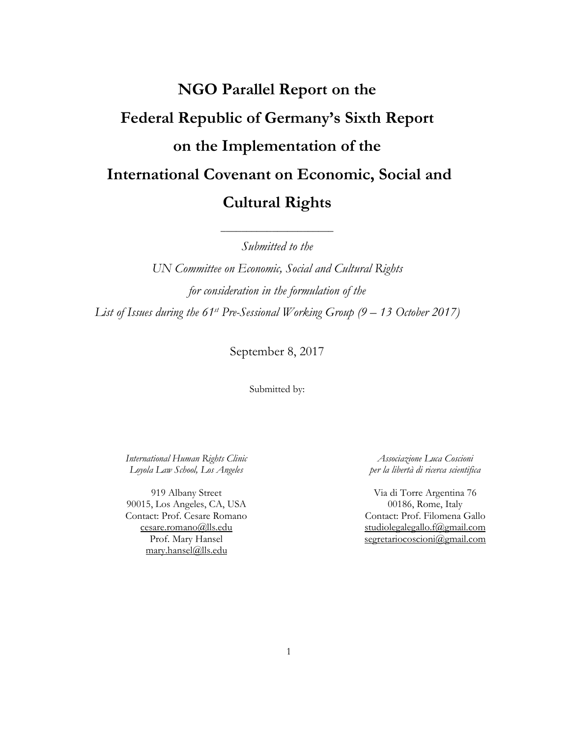# NGO Parallel Report on the Federal Republic of Germany's Sixth Report on the Implementation of the International Covenant on Economic, Social and Cultural Rights

---

*Submitted to the*

*UN Committee on Economic, Social and Cultural Rights*

*for consideration in the formulation of the*

*List of Issues during the 61st Pre-Sessional Working Group (9 – 13 October 2017)*

September 8, 2017

Submitted by:

*International Human Rights Clinic*
*Loyola Law School, Los Angeles*

919 Albany Street
90015, Los Angeles, CA, USA
Contact: Prof. Cesare Romano
cesare.romano@lls.edu
Prof. Mary Hansel
mary.hansel@lls.edu

*Associazione Luca Coscioni*
*per la libertà di ricerca scientifica*

Via di Torre Argentina 76
00186, Rome, Italy
Contact: Prof. Filomena Gallo
studiolegalegallo.f@gmail.com
segretariocoscioni@gmail.com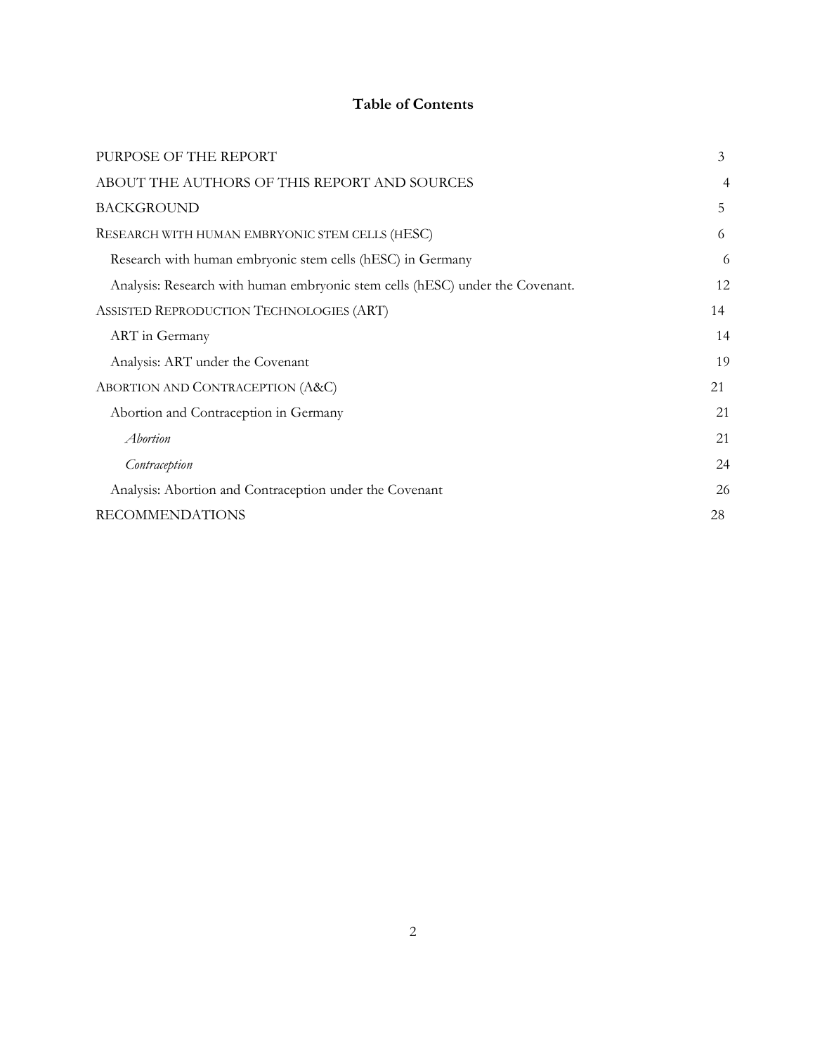# Table of Contents

| | |
|---|---|
| PURPOSE OF THE REPORT | 3 |
| ABOUT THE AUTHORS OF THIS REPORT AND SOURCES | 4 |
| BACKGROUND | 5 |
| RESEARCH WITH HUMAN EMBRYONIC STEM CELLS (hESC) | 6 |
| Research with human embryonic stem cells (hESC) in Germany | 6 |
| Analysis: Research with human embryonic stem cells (hESC) under the Covenant. | 12 |
| ASSISTED REPRODUCTION TECHNOLOGIES (ART) | 14 |
| ART in Germany | 14 |
| Analysis: ART under the Covenant | 19 |
| ABORTION AND CONTRACEPTION (A&C) | 21 |
| Abortion and Contraception in Germany | 21 |
| *Abortion* | 21 |
| *Contraception* | 24 |
| Analysis: Abortion and Contraception under the Covenant | 26 |
| RECOMMENDATIONS | 28 |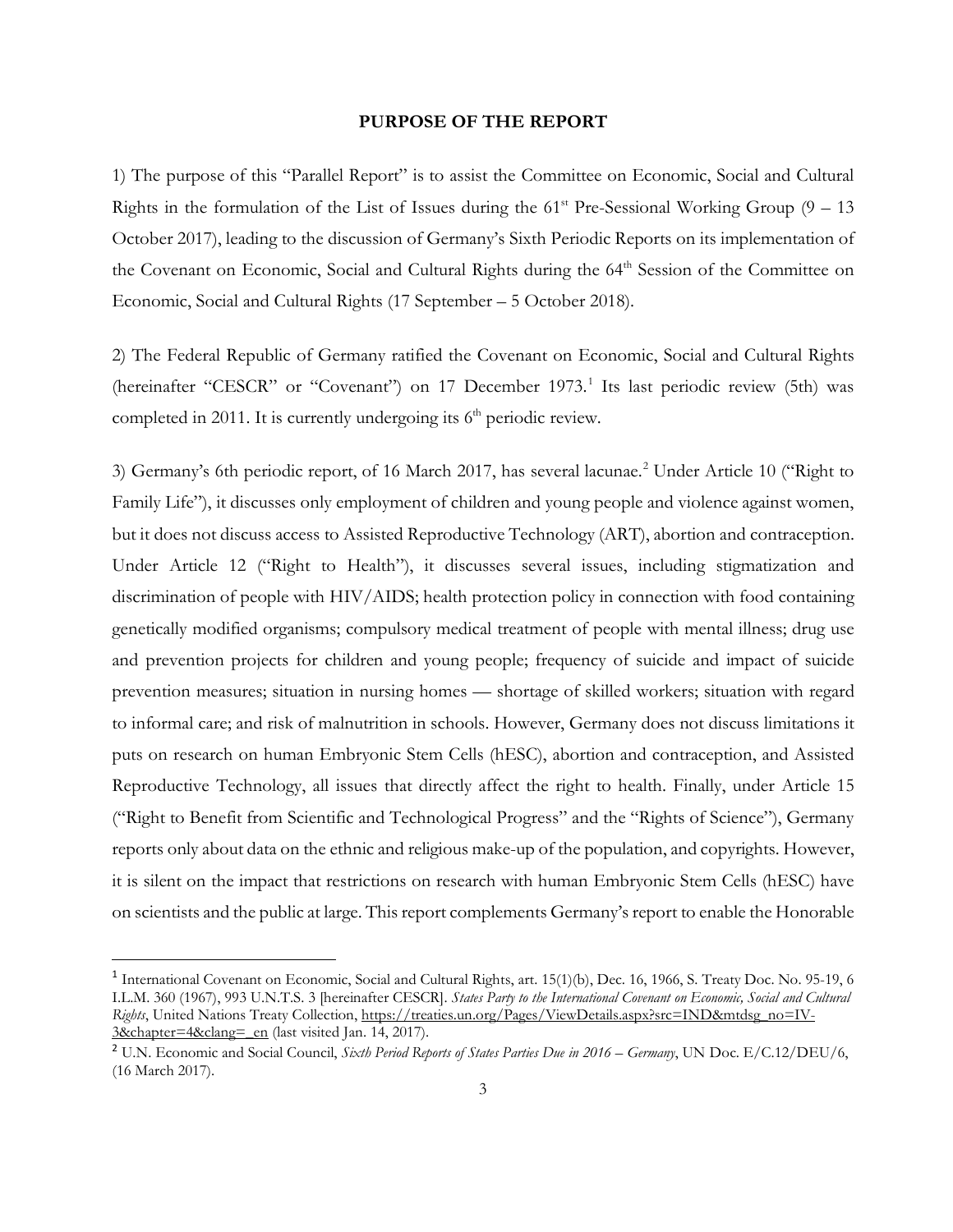## PURPOSE OF THE REPORT

1) The purpose of this "Parallel Report" is to assist the Committee on Economic, Social and Cultural Rights in the formulation of the List of Issues during the 61st Pre-Sessional Working Group (9 – 13 October 2017), leading to the discussion of Germany's Sixth Periodic Reports on its implementation of the Covenant on Economic, Social and Cultural Rights during the 64th Session of the Committee on Economic, Social and Cultural Rights (17 September – 5 October 2018).

2) The Federal Republic of Germany ratified the Covenant on Economic, Social and Cultural Rights (hereinafter "CESCR" or "Covenant") on 17 December 1973.[1] Its last periodic review (5th) was completed in 2011. It is currently undergoing its 6th periodic review.

3) Germany's 6th periodic report, of 16 March 2017, has several lacunae.[2] Under Article 10 ("Right to Family Life"), it discusses only employment of children and young people and violence against women, but it does not discuss access to Assisted Reproductive Technology (ART), abortion and contraception. Under Article 12 ("Right to Health"), it discusses several issues, including stigmatization and discrimination of people with HIV/AIDS; health protection policy in connection with food containing genetically modified organisms; compulsory medical treatment of people with mental illness; drug use and prevention projects for children and young people; frequency of suicide and impact of suicide prevention measures; situation in nursing homes — shortage of skilled workers; situation with regard to informal care; and risk of malnutrition in schools. However, Germany does not discuss limitations it puts on research on human Embryonic Stem Cells (hESC), abortion and contraception, and Assisted Reproductive Technology, all issues that directly affect the right to health. Finally, under Article 15 ("Right to Benefit from Scientific and Technological Progress" and the "Rights of Science"), Germany reports only about data on the ethnic and religious make-up of the population, and copyrights. However, it is silent on the impact that restrictions on research with human Embryonic Stem Cells (hESC) have on scientists and the public at large. This report complements Germany's report to enable the Honorable

---

[1] International Covenant on Economic, Social and Cultural Rights, art. 15(1)(b), Dec. 16, 1966, S. Treaty Doc. No. 95-19, 6 I.L.M. 360 (1967), 993 U.N.T.S. 3 [hereinafter CESCR]. *States Party to the International Covenant on Economic, Social and Cultural Rights*, United Nations Treaty Collection, https://treaties.un.org/Pages/ViewDetails.aspx?src=IND&mtdsg_no=IV-3&chapter=4&clang=_en (last visited Jan. 14, 2017).

[2] U.N. Economic and Social Council, *Sixth Period Reports of States Parties Due in 2016 – Germany*, UN Doc. E/C.12/DEU/6, (16 March 2017).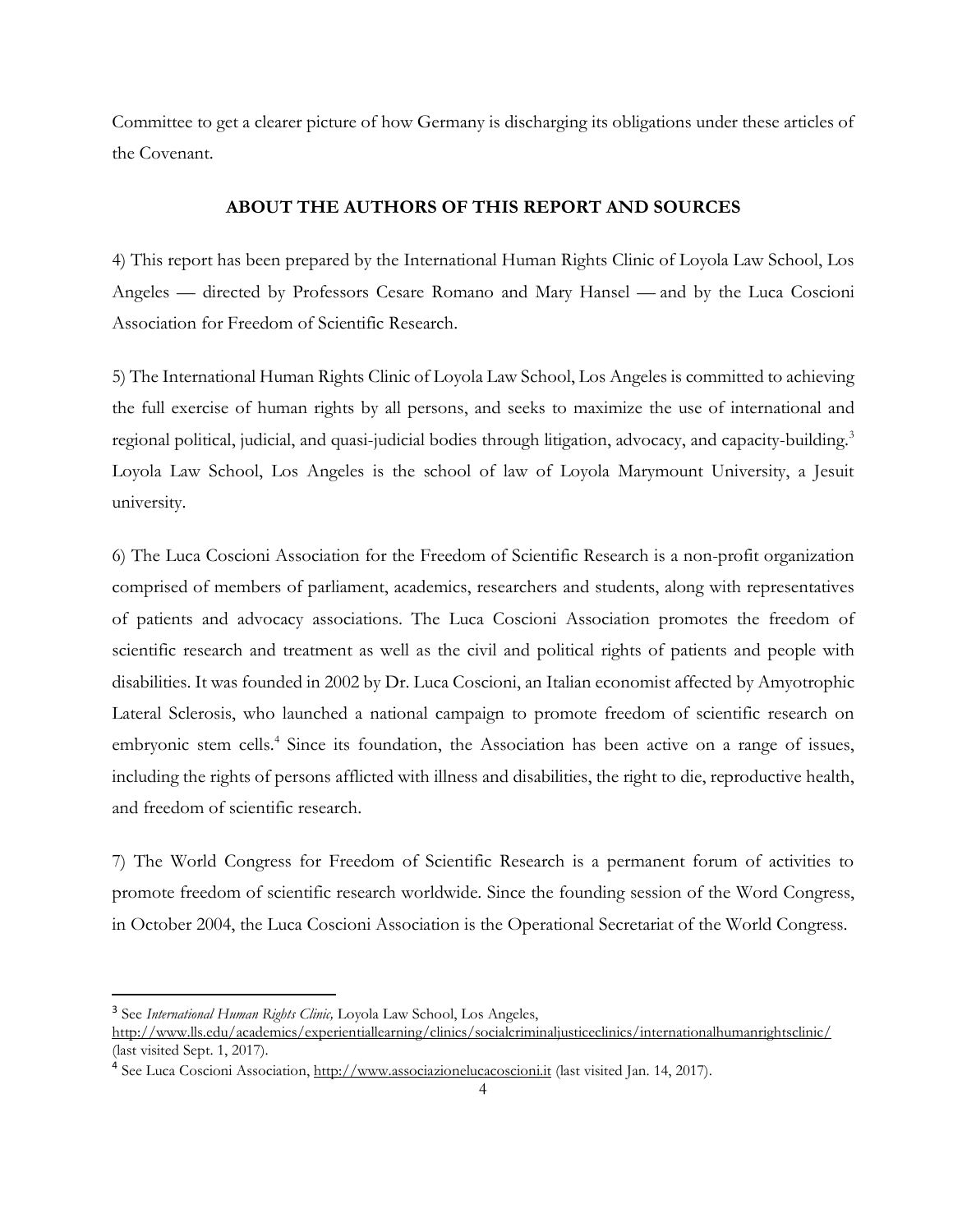Committee to get a clearer picture of how Germany is discharging its obligations under these articles of the Covenant.

## ABOUT THE AUTHORS OF THIS REPORT AND SOURCES

4) This report has been prepared by the International Human Rights Clinic of Loyola Law School, Los Angeles — directed by Professors Cesare Romano and Mary Hansel — and by the Luca Coscioni Association for Freedom of Scientific Research.

5) The International Human Rights Clinic of Loyola Law School, Los Angeles is committed to achieving the full exercise of human rights by all persons, and seeks to maximize the use of international and regional political, judicial, and quasi-judicial bodies through litigation, advocacy, and capacity-building.[3] Loyola Law School, Los Angeles is the school of law of Loyola Marymount University, a Jesuit university.

6) The Luca Coscioni Association for the Freedom of Scientific Research is a non-profit organization comprised of members of parliament, academics, researchers and students, along with representatives of patients and advocacy associations. The Luca Coscioni Association promotes the freedom of scientific research and treatment as well as the civil and political rights of patients and people with disabilities. It was founded in 2002 by Dr. Luca Coscioni, an Italian economist affected by Amyotrophic Lateral Sclerosis, who launched a national campaign to promote freedom of scientific research on embryonic stem cells.[4] Since its foundation, the Association has been active on a range of issues, including the rights of persons afflicted with illness and disabilities, the right to die, reproductive health, and freedom of scientific research.

7) The World Congress for Freedom of Scientific Research is a permanent forum of activities to promote freedom of scientific research worldwide. Since the founding session of the Word Congress, in October 2004, the Luca Coscioni Association is the Operational Secretariat of the World Congress.

---

[3] See *International Human Rights Clinic,* Loyola Law School, Los Angeles, http://www.lls.edu/academics/experientiallearning/clinics/socialcriminaljusticeclinics/internationalhumanrightsclinic/ (last visited Sept. 1, 2017).

[4] See Luca Coscioni Association, http://www.associazionelucacoscioni.it (last visited Jan. 14, 2017).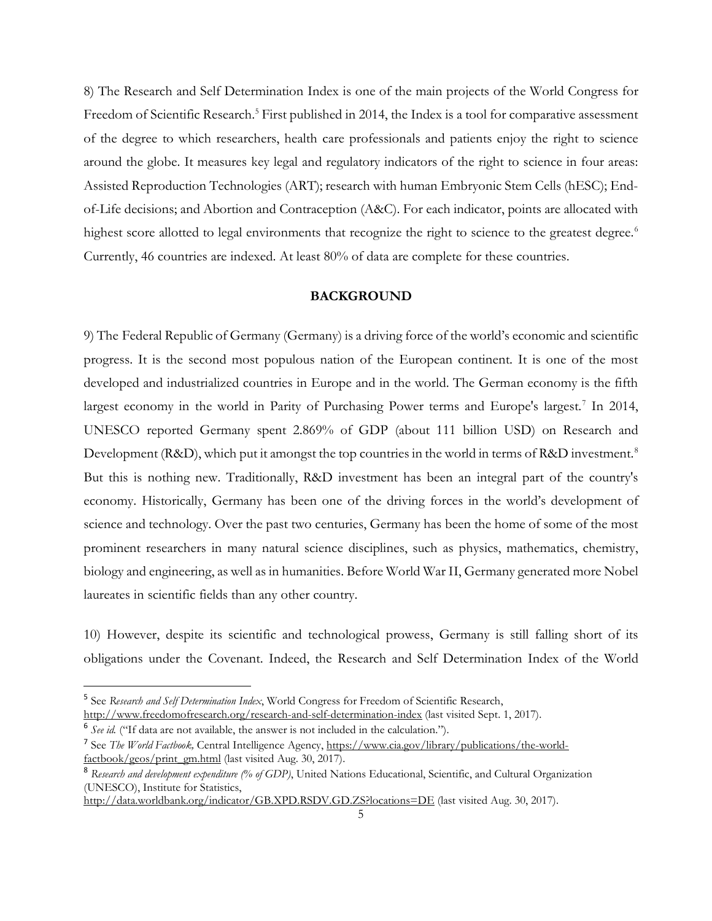8) The Research and Self Determination Index is one of the main projects of the World Congress for Freedom of Scientific Research.[5] First published in 2014, the Index is a tool for comparative assessment of the degree to which researchers, health care professionals and patients enjoy the right to science around the globe. It measures key legal and regulatory indicators of the right to science in four areas: Assisted Reproduction Technologies (ART); research with human Embryonic Stem Cells (hESC); End-of-Life decisions; and Abortion and Contraception (A&C). For each indicator, points are allocated with highest score allotted to legal environments that recognize the right to science to the greatest degree.[6] Currently, 46 countries are indexed. At least 80% of data are complete for these countries.

## BACKGROUND

9) The Federal Republic of Germany (Germany) is a driving force of the world's economic and scientific progress. It is the second most populous nation of the European continent. It is one of the most developed and industrialized countries in Europe and in the world. The German economy is the fifth largest economy in the world in Parity of Purchasing Power terms and Europe's largest.[7] In 2014, UNESCO reported Germany spent 2.869% of GDP (about 111 billion USD) on Research and Development (R&D), which put it amongst the top countries in the world in terms of R&D investment.[8] But this is nothing new. Traditionally, R&D investment has been an integral part of the country's economy. Historically, Germany has been one of the driving forces in the world's development of science and technology. Over the past two centuries, Germany has been the home of some of the most prominent researchers in many natural science disciplines, such as physics, mathematics, chemistry, biology and engineering, as well as in humanities. Before World War II, Germany generated more Nobel laureates in scientific fields than any other country.

10) However, despite its scientific and technological prowess, Germany is still falling short of its obligations under the Covenant. Indeed, the Research and Self Determination Index of the World

---

[5] See *Research and Self Determination Index*, World Congress for Freedom of Scientific Research, http://www.freedomofresearch.org/research-and-self-determination-index (last visited Sept. 1, 2017).

[6] *See id.* ("If data are not available, the answer is not included in the calculation.").

[7] See *The World Factbook,* Central Intelligence Agency, https://www.cia.gov/library/publications/the-world-factbook/geos/print_gm.html (last visited Aug. 30, 2017).

[8] *Research and development expenditure (% of GDP)*, United Nations Educational, Scientific, and Cultural Organization (UNESCO), Institute for Statistics, http://data.worldbank.org/indicator/GB.XPD.RSDV.GD.ZS?locations=DE (last visited Aug. 30, 2017).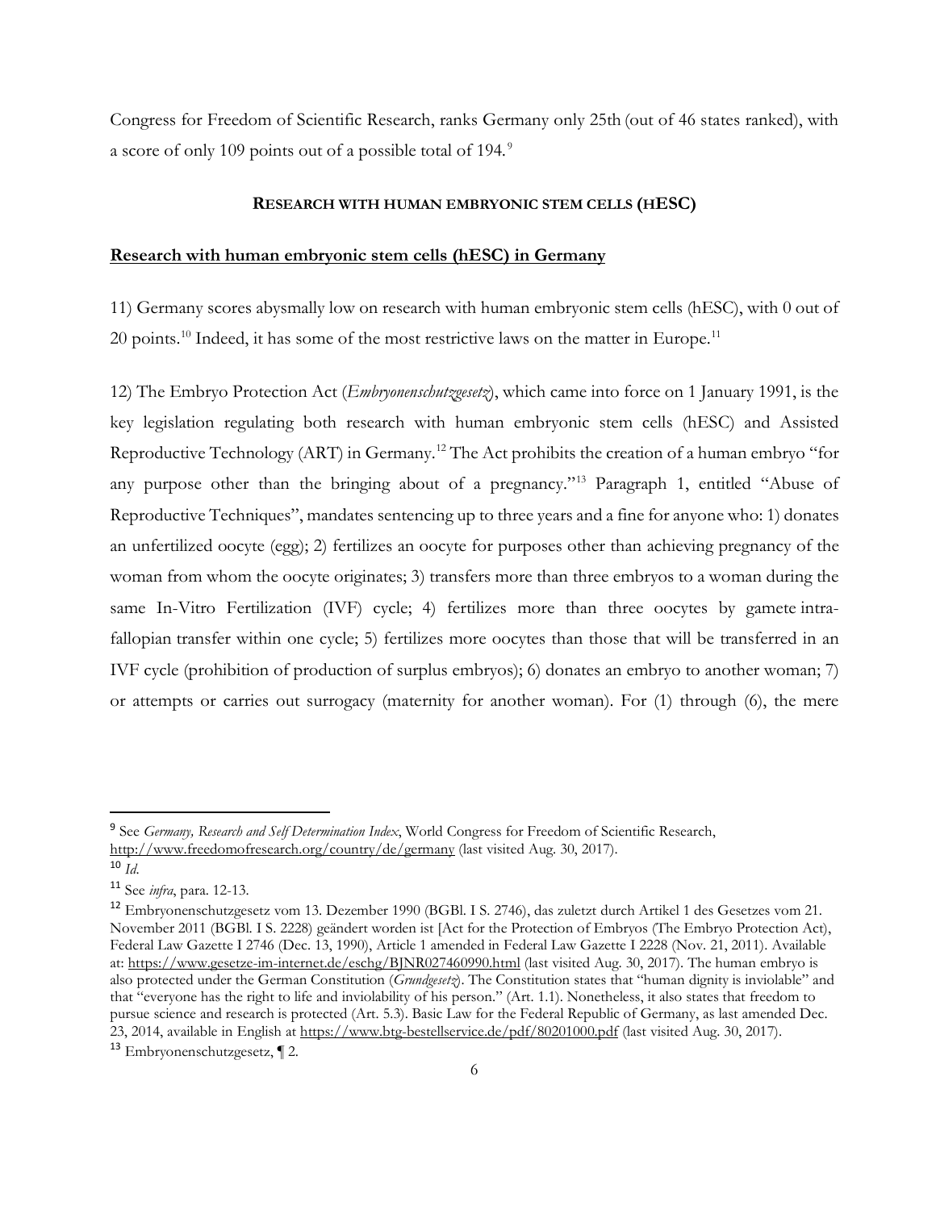Congress for Freedom of Scientific Research, ranks Germany only 25th (out of 46 states ranked), with a score of only 109 points out of a possible total of 194.[9]

## RESEARCH WITH HUMAN EMBRYONIC STEM CELLS (HESC)

### Research with human embryonic stem cells (hESC) in Germany

11) Germany scores abysmally low on research with human embryonic stem cells (hESC), with 0 out of 20 points.[10] Indeed, it has some of the most restrictive laws on the matter in Europe.[11]

12) The Embryo Protection Act (*Embryonenschutzgesetz*), which came into force on 1 January 1991, is the key legislation regulating both research with human embryonic stem cells (hESC) and Assisted Reproductive Technology (ART) in Germany.[12] The Act prohibits the creation of a human embryo "for any purpose other than the bringing about of a pregnancy."[13] Paragraph 1, entitled "Abuse of Reproductive Techniques", mandates sentencing up to three years and a fine for anyone who: 1) donates an unfertilized oocyte (egg); 2) fertilizes an oocyte for purposes other than achieving pregnancy of the woman from whom the oocyte originates; 3) transfers more than three embryos to a woman during the same In-Vitro Fertilization (IVF) cycle; 4) fertilizes more than three oocytes by gamete intra-fallopian transfer within one cycle; 5) fertilizes more oocytes than those that will be transferred in an IVF cycle (prohibition of production of surplus embryos); 6) donates an embryo to another woman; 7) or attempts or carries out surrogacy (maternity for another woman). For (1) through (6), the mere

---

[9] See *Germany, Research and Self Determination Index*, World Congress for Freedom of Scientific Research, http://www.freedomofresearch.org/country/de/germany (last visited Aug. 30, 2017).

[10] *Id*.

[11] See *infra*, para. 12-13.

[12] Embryonenschutzgesetz vom 13. Dezember 1990 (BGBl. I S. 2746), das zuletzt durch Artikel 1 des Gesetzes vom 21. November 2011 (BGBl. I S. 2228) geändert worden ist [Act for the Protection of Embryos (The Embryo Protection Act), Federal Law Gazette I 2746 (Dec. 13, 1990), Article 1 amended in Federal Law Gazette I 2228 (Nov. 21, 2011). Available at: https://www.gesetze-im-internet.de/eschg/BJNR027460990.html (last visited Aug. 30, 2017). The human embryo is also protected under the German Constitution (*Grundgesetz*). The Constitution states that "human dignity is inviolable" and that "everyone has the right to life and inviolability of his person." (Art. 1.1). Nonetheless, it also states that freedom to pursue science and research is protected (Art. 5.3). Basic Law for the Federal Republic of Germany, as last amended Dec. 23, 2014, available in English at https://www.btg-bestellservice.de/pdf/80201000.pdf (last visited Aug. 30, 2017).

[13] Embryonenschutzgesetz, ¶ 2.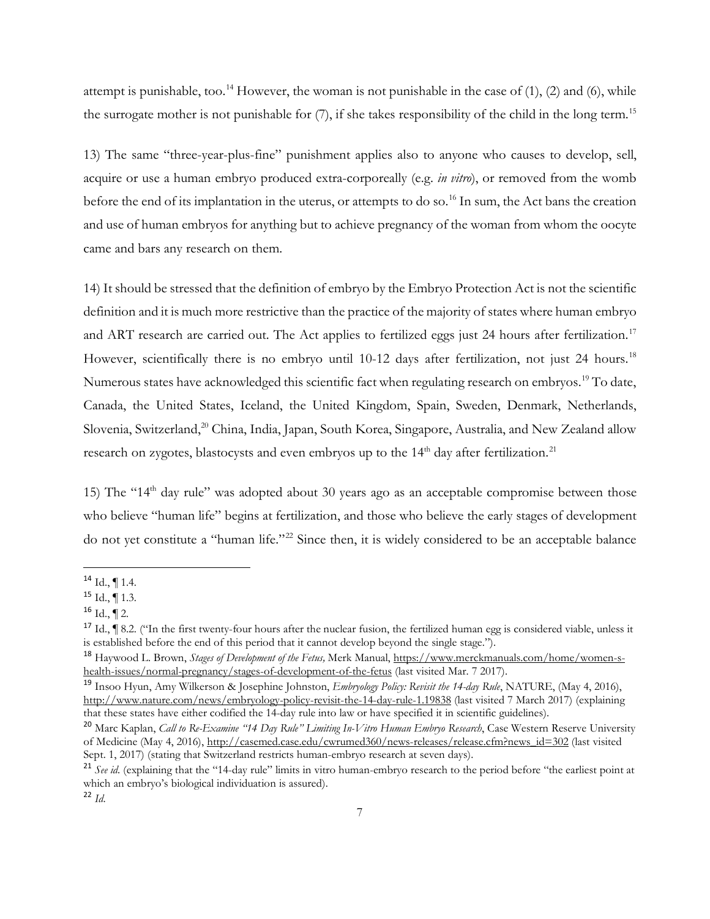attempt is punishable, too.[14] However, the woman is not punishable in the case of (1), (2) and (6), while the surrogate mother is not punishable for (7), if she takes responsibility of the child in the long term.[15]

13) The same "three-year-plus-fine" punishment applies also to anyone who causes to develop, sell, acquire or use a human embryo produced extra-corporeally (e.g. *in vitro*), or removed from the womb before the end of its implantation in the uterus, or attempts to do so.[16] In sum, the Act bans the creation and use of human embryos for anything but to achieve pregnancy of the woman from whom the oocyte came and bars any research on them.

14) It should be stressed that the definition of embryo by the Embryo Protection Act is not the scientific definition and it is much more restrictive than the practice of the majority of states where human embryo and ART research are carried out. The Act applies to fertilized eggs just 24 hours after fertilization.[17] However, scientifically there is no embryo until 10-12 days after fertilization, not just 24 hours.[18] Numerous states have acknowledged this scientific fact when regulating research on embryos.[19] To date, Canada, the United States, Iceland, the United Kingdom, Spain, Sweden, Denmark, Netherlands, Slovenia, Switzerland,[20] China, India, Japan, South Korea, Singapore, Australia, and New Zealand allow research on zygotes, blastocysts and even embryos up to the 14th day after fertilization.[21]

15) The "14th day rule" was adopted about 30 years ago as an acceptable compromise between those who believe "human life" begins at fertilization, and those who believe the early stages of development do not yet constitute a "human life."[22] Since then, it is widely considered to be an acceptable balance

---

[14] Id., ¶ 1.4.

[15] Id., ¶ 1.3.

[16] Id., ¶ 2.

[17] Id., ¶ 8.2. ("In the first twenty-four hours after the nuclear fusion, the fertilized human egg is considered viable, unless it is established before the end of this period that it cannot develop beyond the single stage.").

[18] Haywood L. Brown, *Stages of Development of the Fetus,* Merk Manual, https://www.merckmanuals.com/home/women-s-health-issues/normal-pregnancy/stages-of-development-of-the-fetus (last visited Mar. 7 2017).

[19] Insoo Hyun, Amy Wilkerson & Josephine Johnston, *Embryology Policy: Revisit the 14-day Rule*, NATURE, (May 4, 2016), http://www.nature.com/news/embryology-policy-revisit-the-14-day-rule-1.19838 (last visited 7 March 2017) (explaining that these states have either codified the 14-day rule into law or have specified it in scientific guidelines).

[20] Marc Kaplan, *Call to Re-Examine "14 Day Rule" Limiting In-Vitro Human Embryo Research*, Case Western Reserve University of Medicine (May 4, 2016), http://casemed.case.edu/cwrumed360/news-releases/release.cfm?news_id=302 (last visited Sept. 1, 2017) (stating that Switzerland restricts human-embryo research at seven days).

[21] *See id.* (explaining that the "14-day rule" limits in vitro human-embryo research to the period before "the earliest point at which an embryo's biological individuation is assured).

[22] *Id.*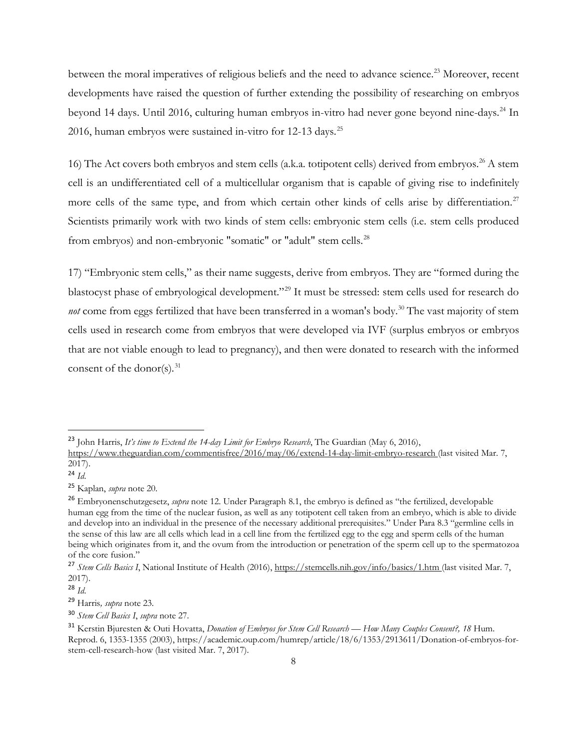between the moral imperatives of religious beliefs and the need to advance science.[23] Moreover, recent developments have raised the question of further extending the possibility of researching on embryos beyond 14 days. Until 2016, culturing human embryos in-vitro had never gone beyond nine-days.[24] In 2016, human embryos were sustained in-vitro for 12-13 days.[25]

16) The Act covers both embryos and stem cells (a.k.a. totipotent cells) derived from embryos.[26] A stem cell is an undifferentiated cell of a multicellular organism that is capable of giving rise to indefinitely more cells of the same type, and from which certain other kinds of cells arise by differentiation.[27] Scientists primarily work with two kinds of stem cells: embryonic stem cells (i.e. stem cells produced from embryos) and non-embryonic "somatic" or "adult" stem cells.[28]

17) "Embryonic stem cells," as their name suggests, derive from embryos. They are "formed during the blastocyst phase of embryological development."[29] It must be stressed: stem cells used for research do *not* come from eggs fertilized that have been transferred in a woman's body.[30] The vast majority of stem cells used in research come from embryos that were developed via IVF (surplus embryos or embryos that are not viable enough to lead to pregnancy), and then were donated to research with the informed consent of the donor(s).[31]

---

[23] John Harris, *It's time to Extend the 14-day Limit for Embryo Research*, The Guardian (May 6, 2016), https://www.theguardian.com/commentisfree/2016/may/06/extend-14-day-limit-embryo-research (last visited Mar. 7, 2017).

[24] *Id.*

[25] Kaplan, *supra* note 20.

[26] Embryonenschutzgesetz, *supra* note 12. Under Paragraph 8.1, the embryo is defined as "the fertilized, developable human egg from the time of the nuclear fusion, as well as any totipotent cell taken from an embryo, which is able to divide and develop into an individual in the presence of the necessary additional prerequisites." Under Para 8.3 "germline cells in the sense of this law are all cells which lead in a cell line from the fertilized egg to the egg and sperm cells of the human being which originates from it, and the ovum from the introduction or penetration of the sperm cell up to the spermatozoa of the core fusion."

[27] *Stem Cells Basics I*, National Institute of Health (2016), https://stemcells.nih.gov/info/basics/1.htm (last visited Mar. 7, 2017).

[28] *Id.*

[29] Harris*, supra* note 23.

[30] *Stem Cell Basics I*, *supra* note 27.

[31] Kerstin Bjuresten & Outi Hovatta, *Donation of Embryos for Stem Cell Research — How Many Couples Consent?, 18* Hum. Reprod. 6, 1353-1355 (2003), https://academic.oup.com/humrep/article/18/6/1353/2913611/Donation-of-embryos-for-stem-cell-research-how (last visited Mar. 7, 2017).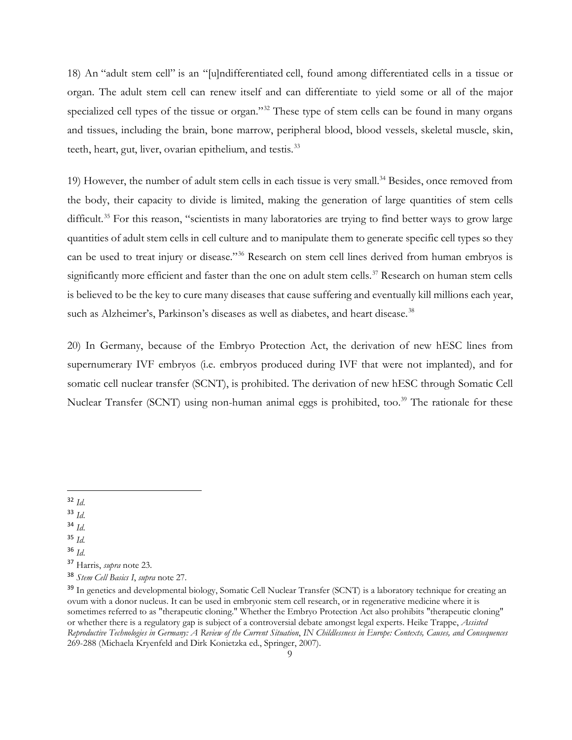18) An "adult stem cell" is an "[u]ndifferentiated cell, found among differentiated cells in a tissue or organ. The adult stem cell can renew itself and can differentiate to yield some or all of the major specialized cell types of the tissue or organ."[32] These type of stem cells can be found in many organs and tissues, including the brain, bone marrow, peripheral blood, blood vessels, skeletal muscle, skin, teeth, heart, gut, liver, ovarian epithelium, and testis.[33]

19) However, the number of adult stem cells in each tissue is very small.[34] Besides, once removed from the body, their capacity to divide is limited, making the generation of large quantities of stem cells difficult.[35] For this reason, "scientists in many laboratories are trying to find better ways to grow large quantities of adult stem cells in cell culture and to manipulate them to generate specific cell types so they can be used to treat injury or disease."[36] Research on stem cell lines derived from human embryos is significantly more efficient and faster than the one on adult stem cells.[37] Research on human stem cells is believed to be the key to cure many diseases that cause suffering and eventually kill millions each year, such as Alzheimer's, Parkinson's diseases as well as diabetes, and heart disease.[38]

20) In Germany, because of the Embryo Protection Act, the derivation of new hESC lines from supernumerary IVF embryos (i.e. embryos produced during IVF that were not implanted), and for somatic cell nuclear transfer (SCNT), is prohibited. The derivation of new hESC through Somatic Cell Nuclear Transfer (SCNT) using non-human animal eggs is prohibited, too.[39] The rationale for these

---

[32] *Id.*

[33] *Id.*

[34] *Id.*

[35] *Id.*

[36] *Id.*

[37] Harris, *supra* note 23.

[38] *Stem Cell Basics I*, *supra* note 27.

[39] In genetics and developmental biology, Somatic Cell Nuclear Transfer (SCNT) is a laboratory technique for creating an ovum with a donor nucleus. It can be used in embryonic stem cell research, or in regenerative medicine where it is sometimes referred to as "therapeutic cloning." Whether the Embryo Protection Act also prohibits "therapeutic cloning" or whether there is a regulatory gap is subject of a controversial debate amongst legal experts. Heike Trappe, *Assisted Reproductive Technologies in Germany: A Review of the Current Situation*, *IN Childlessness in Europe: Contexts, Causes, and Consequences* 269-288 (Michaela Kryenfeld and Dirk Konietzka ed., Springer, 2007).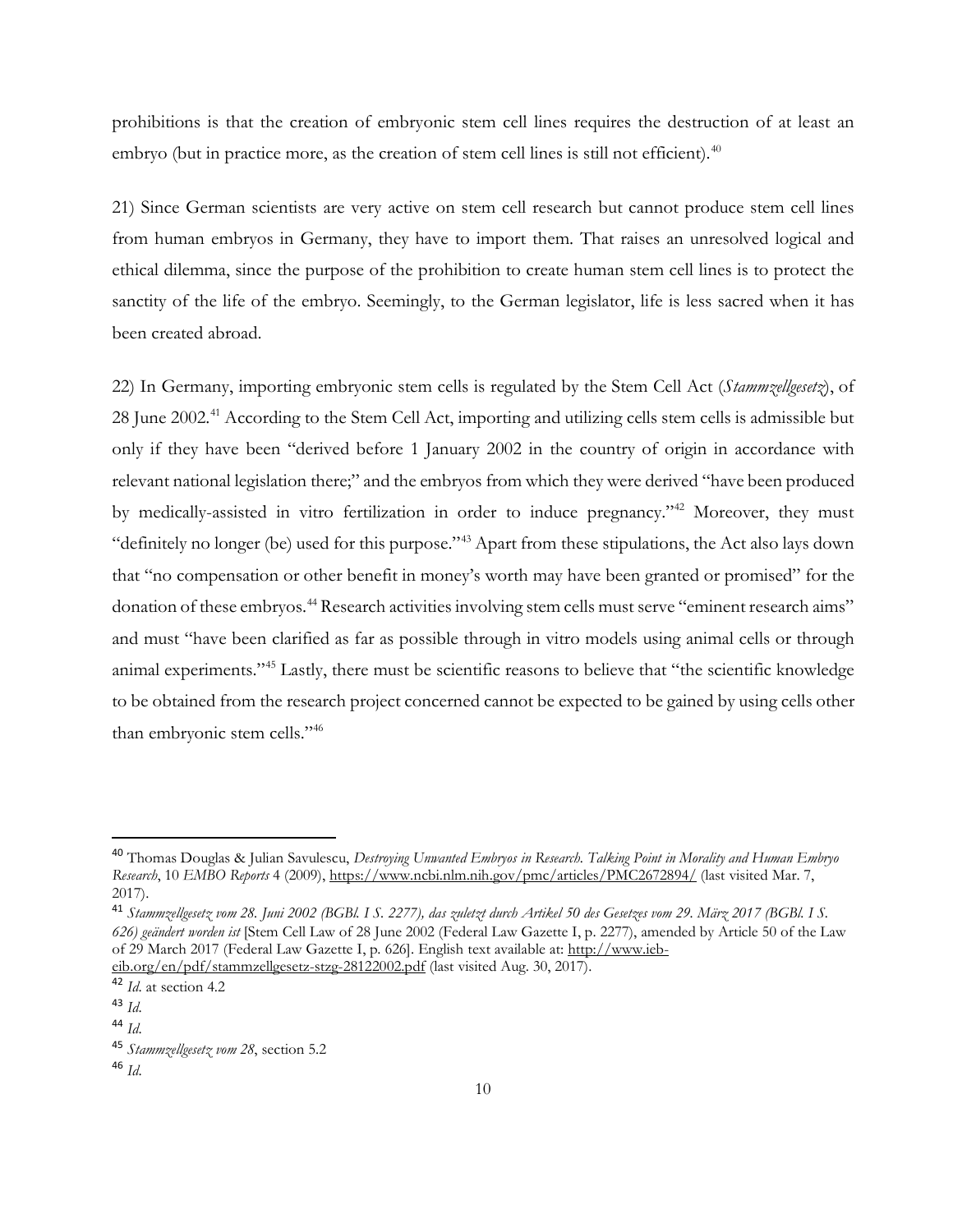prohibitions is that the creation of embryonic stem cell lines requires the destruction of at least an embryo (but in practice more, as the creation of stem cell lines is still not efficient).[40]

21) Since German scientists are very active on stem cell research but cannot produce stem cell lines from human embryos in Germany, they have to import them. That raises an unresolved logical and ethical dilemma, since the purpose of the prohibition to create human stem cell lines is to protect the sanctity of the life of the embryo. Seemingly, to the German legislator, life is less sacred when it has been created abroad.

22) In Germany, importing embryonic stem cells is regulated by the Stem Cell Act (*Stammzellgesetz*), of 28 June 2002.[41] According to the Stem Cell Act, importing and utilizing cells stem cells is admissible but only if they have been "derived before 1 January 2002 in the country of origin in accordance with relevant national legislation there;" and the embryos from which they were derived "have been produced by medically-assisted in vitro fertilization in order to induce pregnancy."[42] Moreover, they must "definitely no longer (be) used for this purpose."[43] Apart from these stipulations, the Act also lays down that "no compensation or other benefit in money's worth may have been granted or promised" for the donation of these embryos.[44] Research activities involving stem cells must serve "eminent research aims" and must "have been clarified as far as possible through in vitro models using animal cells or through animal experiments."[45] Lastly, there must be scientific reasons to believe that "the scientific knowledge to be obtained from the research project concerned cannot be expected to be gained by using cells other than embryonic stem cells."[46]

---

[40] Thomas Douglas & Julian Savulescu, *Destroying Unwanted Embryos in Research. Talking Point in Morality and Human Embryo Research*, 10 *EMBO Reports* 4 (2009), https://www.ncbi.nlm.nih.gov/pmc/articles/PMC2672894/ (last visited Mar. 7, 2017).

[41] *Stammzellgesetz vom 28. Juni 2002 (BGBl. I S. 2277), das zuletzt durch Artikel 50 des Gesetzes vom 29. März 2017 (BGBl. I S. 626) geändert worden ist* [Stem Cell Law of 28 June 2002 (Federal Law Gazette I, p. 2277), amended by Article 50 of the Law of 29 March 2017 (Federal Law Gazette I, p. 626]. English text available at: http://www.ieb-eib.org/en/pdf/stammzellgesetz-stzg-28122002.pdf (last visited Aug. 30, 2017).

[42] *Id*. at section 4.2

[43] *Id*.

[44] *Id*.

[45] *Stammzellgesetz vom 28*, section 5.2

[46] *Id*.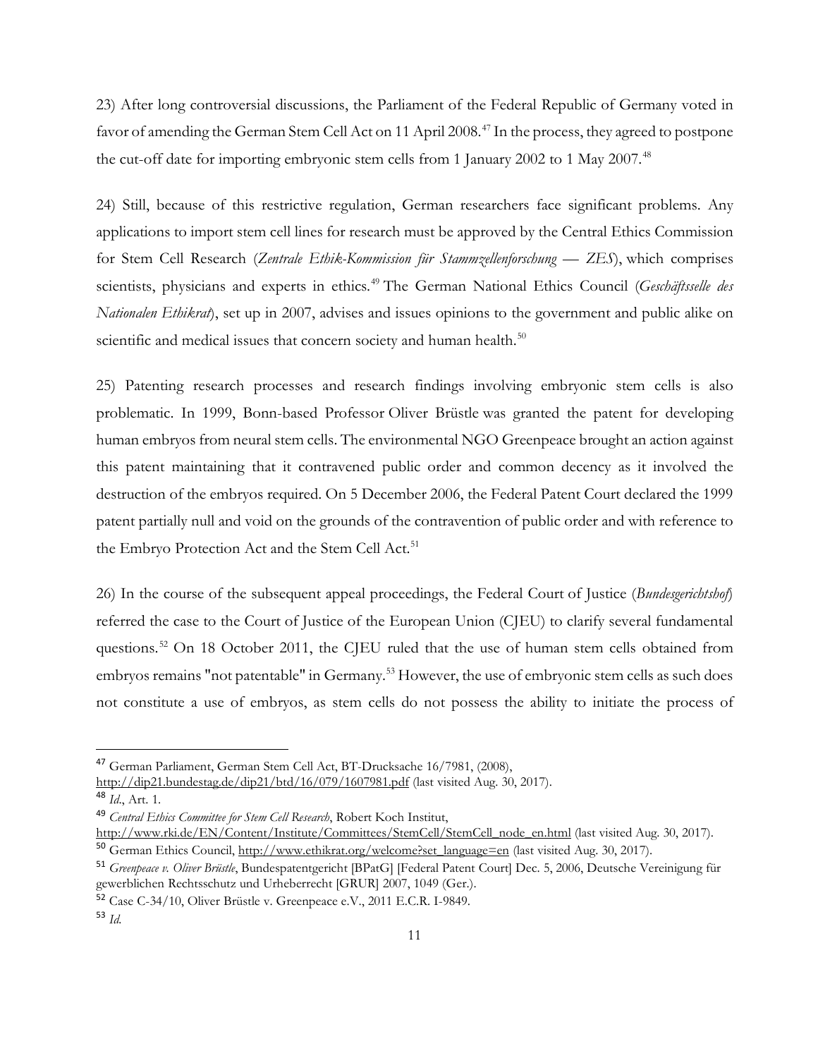23) After long controversial discussions, the Parliament of the Federal Republic of Germany voted in favor of amending the German Stem Cell Act on 11 April 2008.[47] In the process, they agreed to postpone the cut-off date for importing embryonic stem cells from 1 January 2002 to 1 May 2007.[48]

24) Still, because of this restrictive regulation, German researchers face significant problems. Any applications to import stem cell lines for research must be approved by the Central Ethics Commission for Stem Cell Research (*Zentrale Ethik-Kommission für Stammzellenforschung — ZES*), which comprises scientists, physicians and experts in ethics.[49] The German National Ethics Council (*Geschäftsselle des Nationalen Ethikrat*), set up in 2007, advises and issues opinions to the government and public alike on scientific and medical issues that concern society and human health.[50]

25) Patenting research processes and research findings involving embryonic stem cells is also problematic. In 1999, Bonn-based Professor Oliver Brüstle was granted the patent for developing human embryos from neural stem cells. The environmental NGO Greenpeace brought an action against this patent maintaining that it contravened public order and common decency as it involved the destruction of the embryos required. On 5 December 2006, the Federal Patent Court declared the 1999 patent partially null and void on the grounds of the contravention of public order and with reference to the Embryo Protection Act and the Stem Cell Act.[51]

26) In the course of the subsequent appeal proceedings, the Federal Court of Justice (*Bundesgerichtshof*) referred the case to the Court of Justice of the European Union (CJEU) to clarify several fundamental questions.[52] On 18 October 2011, the CJEU ruled that the use of human stem cells obtained from embryos remains "not patentable" in Germany.[53] However, the use of embryonic stem cells as such does not constitute a use of embryos, as stem cells do not possess the ability to initiate the process of

---

[47] German Parliament, German Stem Cell Act, BT-Drucksache 16/7981, (2008), http://dip21.bundestag.de/dip21/btd/16/079/1607981.pdf (last visited Aug. 30, 2017).

[48] *Id*., Art. 1.

[49] *Central Ethics Committee for Stem Cell Research*, Robert Koch Institut, http://www.rki.de/EN/Content/Institute/Committees/StemCell/StemCell_node_en.html (last visited Aug. 30, 2017).

[50] German Ethics Council, http://www.ethikrat.org/welcome?set_language=en (last visited Aug. 30, 2017).

[51] *Greenpeace v. Oliver Brüstle*, Bundespatentgericht [BPatG] [Federal Patent Court] Dec. 5, 2006, Deutsche Vereinigung für gewerblichen Rechtsschutz und Urheberrecht [GRUR] 2007, 1049 (Ger.).

[52] Case C-34/10, Oliver Brüstle v. Greenpeace e.V., 2011 E.C.R. I-9849.

[53] *Id*.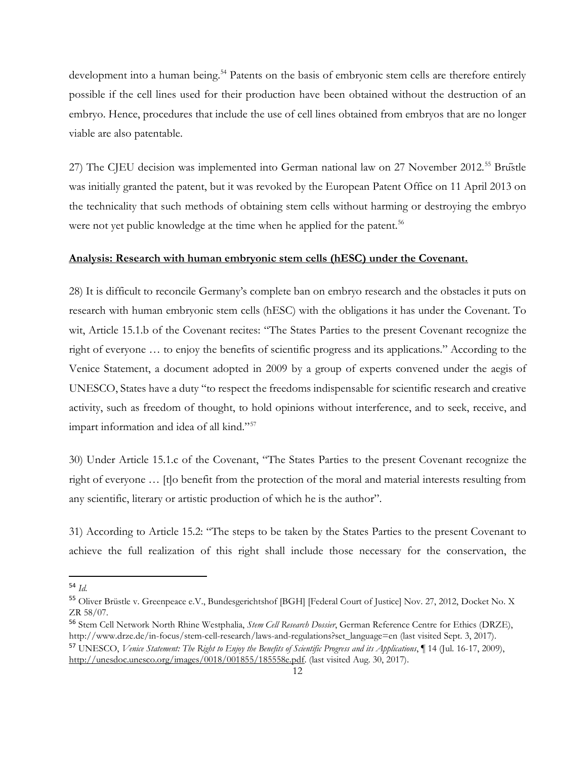development into a human being.[54] Patents on the basis of embryonic stem cells are therefore entirely possible if the cell lines used for their production have been obtained without the destruction of an embryo. Hence, procedures that include the use of cell lines obtained from embryos that are no longer viable are also patentable.

27) The CJEU decision was implemented into German national law on 27 November 2012.[55] Brüstle was initially granted the patent, but it was revoked by the European Patent Office on 11 April 2013 on the technicality that such methods of obtaining stem cells without harming or destroying the embryo were not yet public knowledge at the time when he applied for the patent.[56]

**Analysis: Research with human embryonic stem cells (hESC) under the Covenant.**

28) It is difficult to reconcile Germany's complete ban on embryo research and the obstacles it puts on research with human embryonic stem cells (hESC) with the obligations it has under the Covenant. To wit, Article 15.1.b of the Covenant recites: "The States Parties to the present Covenant recognize the right of everyone … to enjoy the benefits of scientific progress and its applications." According to the Venice Statement, a document adopted in 2009 by a group of experts convened under the aegis of UNESCO, States have a duty "to respect the freedoms indispensable for scientific research and creative activity, such as freedom of thought, to hold opinions without interference, and to seek, receive, and impart information and idea of all kind."[57]

30) Under Article 15.1.c of the Covenant, "The States Parties to the present Covenant recognize the right of everyone … [t]o benefit from the protection of the moral and material interests resulting from any scientific, literary or artistic production of which he is the author".

31) According to Article 15.2: "The steps to be taken by the States Parties to the present Covenant to achieve the full realization of this right shall include those necessary for the conservation, the

---

[54] *Id.*

[55] Oliver Brüstle v. Greenpeace e.V., Bundesgerichtshof [BGH] [Federal Court of Justice] Nov. 27, 2012, Docket No. X ZR 58/07.

[56] Stem Cell Network North Rhine Westphalia, *Stem Cell Research Dossier*, German Reference Centre for Ethics (DRZE), http://www.drze.de/in-focus/stem-cell-research/laws-and-regulations?set_language=en (last visited Sept. 3, 2017).

[57] UNESCO, *Venice Statement: The Right to Enjoy the Benefits of Scientific Progress and its Applications*, ¶ 14 (Jul. 16-17, 2009), http://unesdoc.unesco.org/images/0018/001855/185558e.pdf. (last visited Aug. 30, 2017).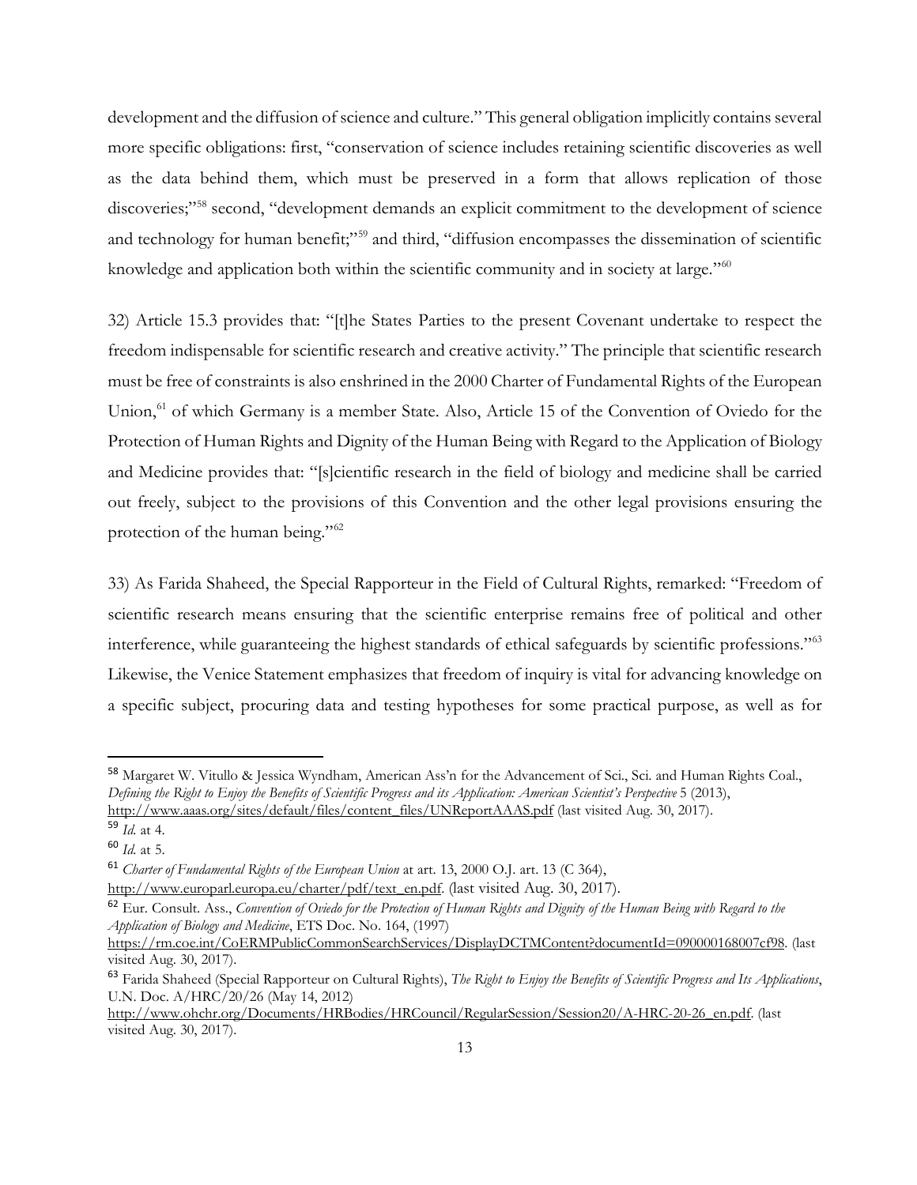development and the diffusion of science and culture." This general obligation implicitly contains several more specific obligations: first, "conservation of science includes retaining scientific discoveries as well as the data behind them, which must be preserved in a form that allows replication of those discoveries;"[58] second, "development demands an explicit commitment to the development of science and technology for human benefit;"[59] and third, "diffusion encompasses the dissemination of scientific knowledge and application both within the scientific community and in society at large."[60]

32) Article 15.3 provides that: "[t]he States Parties to the present Covenant undertake to respect the freedom indispensable for scientific research and creative activity." The principle that scientific research must be free of constraints is also enshrined in the 2000 Charter of Fundamental Rights of the European Union,[61] of which Germany is a member State. Also, Article 15 of the Convention of Oviedo for the Protection of Human Rights and Dignity of the Human Being with Regard to the Application of Biology and Medicine provides that: "[s]cientific research in the field of biology and medicine shall be carried out freely, subject to the provisions of this Convention and the other legal provisions ensuring the protection of the human being."[62]

33) As Farida Shaheed, the Special Rapporteur in the Field of Cultural Rights, remarked: "Freedom of scientific research means ensuring that the scientific enterprise remains free of political and other interference, while guaranteeing the highest standards of ethical safeguards by scientific professions."[63] Likewise, the Venice Statement emphasizes that freedom of inquiry is vital for advancing knowledge on a specific subject, procuring data and testing hypotheses for some practical purpose, as well as for

---

[58] Margaret W. Vitullo & Jessica Wyndham, American Ass'n for the Advancement of Sci., Sci. and Human Rights Coal., *Defining the Right to Enjoy the Benefits of Scientific Progress and its Application: American Scientist's Perspective* 5 (2013), http://www.aaas.org/sites/default/files/content_files/UNReportAAAS.pdf (last visited Aug. 30, 2017).

[59] *Id.* at 4.

[60] *Id.* at 5.

[61] *Charter of Fundamental Rights of the European Union* at art. 13, 2000 O.J. art. 13 (C 364), http://www.europarl.europa.eu/charter/pdf/text_en.pdf. (last visited Aug. 30, 2017).

[62] Eur. Consult. Ass., *Convention of Oviedo for the Protection of Human Rights and Dignity of the Human Being with Regard to the Application of Biology and Medicine*, ETS Doc. No. 164, (1997) https://rm.coe.int/CoERMPublicCommonSearchServices/DisplayDCTMContent?documentId=090000168007cf98. (last visited Aug. 30, 2017).

[63] Farida Shaheed (Special Rapporteur on Cultural Rights), *The Right to Enjoy the Benefits of Scientific Progress and Its Applications*, U.N. Doc. A/HRC/20/26 (May 14, 2012) http://www.ohchr.org/Documents/HRBodies/HRCouncil/RegularSession/Session20/A-HRC-20-26_en.pdf. (last visited Aug. 30, 2017).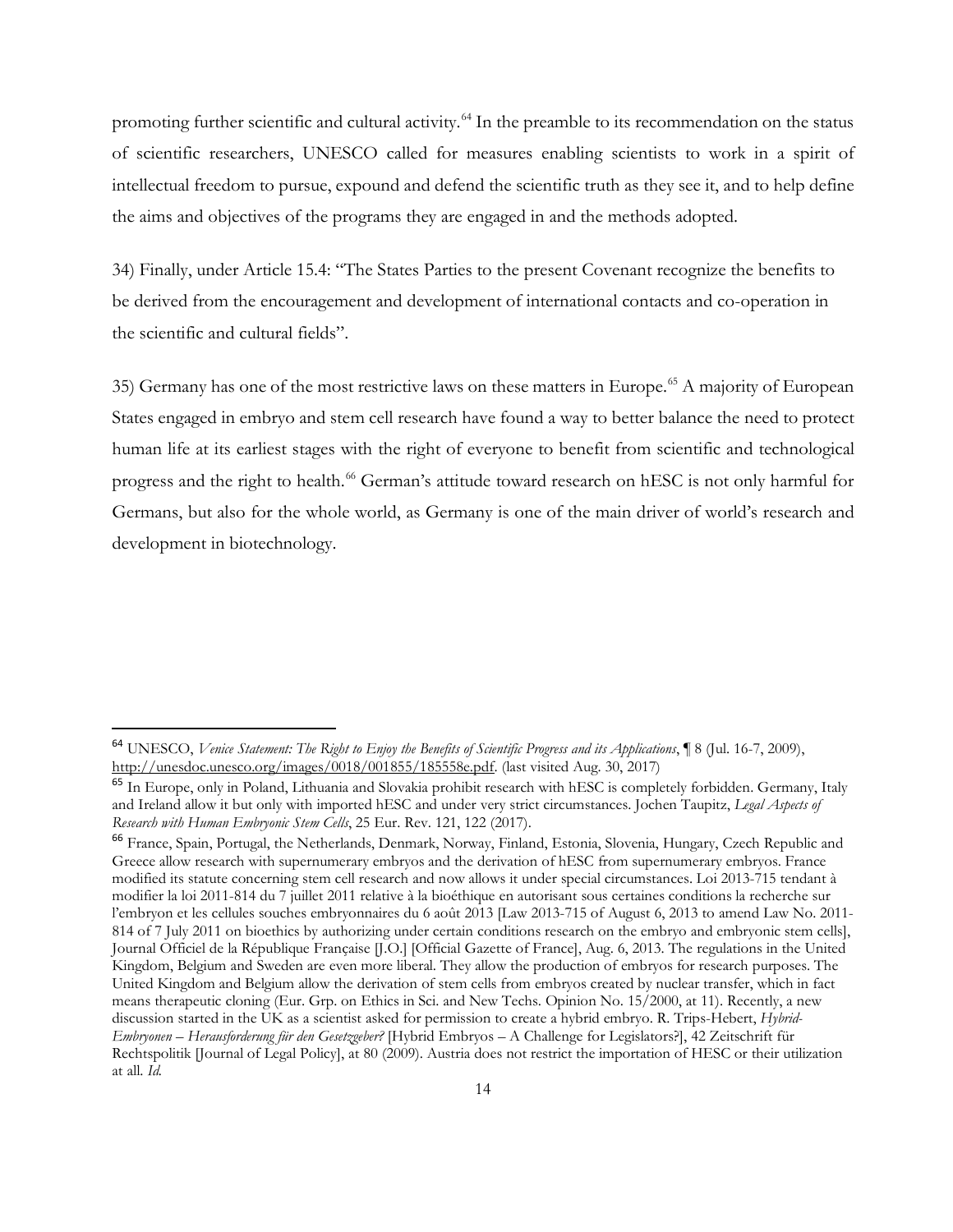promoting further scientific and cultural activity.[64] In the preamble to its recommendation on the status of scientific researchers, UNESCO called for measures enabling scientists to work in a spirit of intellectual freedom to pursue, expound and defend the scientific truth as they see it, and to help define the aims and objectives of the programs they are engaged in and the methods adopted.

34) Finally, under Article 15.4: "The States Parties to the present Covenant recognize the benefits to be derived from the encouragement and development of international contacts and co-operation in the scientific and cultural fields".

35) Germany has one of the most restrictive laws on these matters in Europe.[65] A majority of European States engaged in embryo and stem cell research have found a way to better balance the need to protect human life at its earliest stages with the right of everyone to benefit from scientific and technological progress and the right to health.[66] German's attitude toward research on hESC is not only harmful for Germans, but also for the whole world, as Germany is one of the main driver of world's research and development in biotechnology.

---

[64] UNESCO, *Venice Statement: The Right to Enjoy the Benefits of Scientific Progress and its Applications*, ¶ 8 (Jul. 16-7, 2009), http://unesdoc.unesco.org/images/0018/001855/185558e.pdf. (last visited Aug. 30, 2017)

[65] In Europe, only in Poland, Lithuania and Slovakia prohibit research with hESC is completely forbidden. Germany, Italy and Ireland allow it but only with imported hESC and under very strict circumstances. Jochen Taupitz, *Legal Aspects of Research with Human Embryonic Stem Cells*, 25 Eur. Rev. 121, 122 (2017).

[66] France, Spain, Portugal, the Netherlands, Denmark, Norway, Finland, Estonia, Slovenia, Hungary, Czech Republic and Greece allow research with supernumerary embryos and the derivation of hESC from supernumerary embryos. France modified its statute concerning stem cell research and now allows it under special circumstances. Loi 2013-715 tendant à modifier la loi 2011-814 du 7 juillet 2011 relative à la bioéthique en autorisant sous certaines conditions la recherche sur l'embryon et les cellules souches embryonnaires du 6 août 2013 [Law 2013-715 of August 6, 2013 to amend Law No. 2011-814 of 7 July 2011 on bioethics by authorizing under certain conditions research on the embryo and embryonic stem cells], Journal Officiel de la République Française [J.O.] [Official Gazette of France], Aug. 6, 2013. The regulations in the United Kingdom, Belgium and Sweden are even more liberal. They allow the production of embryos for research purposes. The United Kingdom and Belgium allow the derivation of stem cells from embryos created by nuclear transfer, which in fact means therapeutic cloning (Eur. Grp. on Ethics in Sci. and New Techs. Opinion No. 15/2000, at 11). Recently, a new discussion started in the UK as a scientist asked for permission to create a hybrid embryo. R. Trips-Hebert, *Hybrid-Embryonen – Herausforderung für den Gesetzgeber?* [Hybrid Embryos – A Challenge for Legislators?], 42 Zeitschrift für Rechtspolitik [Journal of Legal Policy], at 80 (2009). Austria does not restrict the importation of HESC or their utilization at all. *Id.*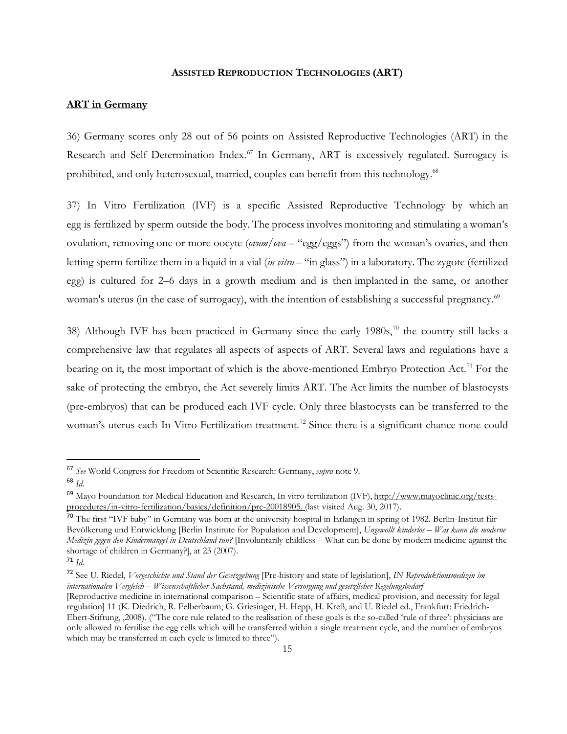## **ASSISTED REPRODUCTION TECHNOLOGIES (ART)**

### **ART in Germany**

36) Germany scores only 28 out of 56 points on Assisted Reproductive Technologies (ART) in the Research and Self Determination Index.[67] In Germany, ART is excessively regulated. Surrogacy is prohibited, and only heterosexual, married, couples can benefit from this technology.[68]

37) In Vitro Fertilization (IVF) is a specific Assisted Reproductive Technology by which an egg is fertilized by sperm outside the body. The process involves monitoring and stimulating a woman's ovulation, removing one or more oocyte (*ovum/ova* – "egg/eggs") from the woman's ovaries, and then letting sperm fertilize them in a liquid in a vial (*in vitro* – "in glass") in a laboratory. The zygote (fertilized egg) is cultured for 2–6 days in a growth medium and is then implanted in the same, or another woman's uterus (in the case of surrogacy), with the intention of establishing a successful pregnancy.[69]

38) Although IVF has been practiced in Germany since the early 1980s,[70] the country still lacks a comprehensive law that regulates all aspects of aspects of ART. Several laws and regulations have a bearing on it, the most important of which is the above-mentioned Embryo Protection Act.[71] For the sake of protecting the embryo, the Act severely limits ART. The Act limits the number of blastocysts (pre-embryos) that can be produced each IVF cycle. Only three blastocysts can be transferred to the woman's uterus each In-Vitro Fertilization treatment.[72] Since there is a significant chance none could

---

[67] *See* World Congress for Freedom of Scientific Research: Germany, *supra* note 9.

[68] *Id*.

[69] Mayo Foundation for Medical Education and Research, In vitro fertilization (IVF), http://www.mayoclinic.org/tests-procedures/in-vitro-fertilization/basics/definition/prc-20018905. (last visited Aug. 30, 2017).

[70] The first "IVF baby" in Germany was born at the university hospital in Erlangen in spring of 1982. Berlin-Institut für Bevölkerung und Entwicklung [Berlin Institute for Population and Development], *Ungewollt kinderlos – Was kann die moderne Medizin gegen den Kindermangel in Deutschland tun?* [Involuntarily childless – What can be done by modern medicine against the shortage of children in Germany?], at 23 (2007).

[71] *Id*.

[72] See U. Riedel, *Vorgeschichte und Stand der Gesetzgebung* [Pre-history and state of legislation], *IN Reproduktionsmedizin im internationalen Vergleich – Wissenschaftlicher Sachstand, medizinische Versorgung und gesetzlicher Regelungsbedarf* [Reproductive medicine in international comparison – Scientific state of affairs, medical provision, and necessity for legal regulation] 11 (K. Diedrich, R. Felberbaum, G. Griesinger, H. Hepp, H. Kreß, and U. Riedel ed., Frankfurt: Friedrich-Ebert-Stiftung, ,2008). ("The core rule related to the realisation of these goals is the so-called 'rule of three': physicians are only allowed to fertilise the egg cells which will be transferred within a single treatment cycle, and the number of embryos which may be transferred in each cycle is limited to three").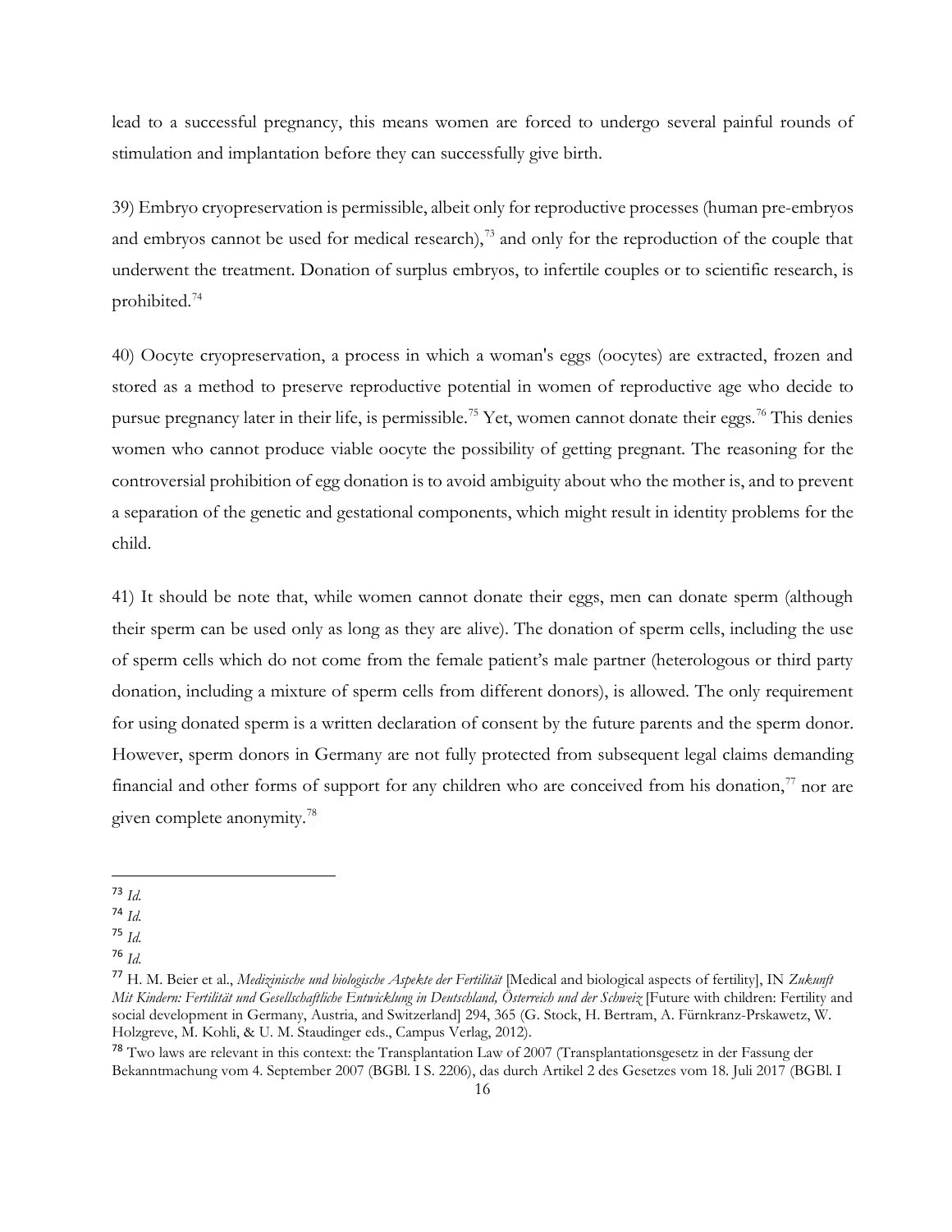lead to a successful pregnancy, this means women are forced to undergo several painful rounds of stimulation and implantation before they can successfully give birth.

39) Embryo cryopreservation is permissible, albeit only for reproductive processes (human pre-embryos and embryos cannot be used for medical research),[73] and only for the reproduction of the couple that underwent the treatment. Donation of surplus embryos, to infertile couples or to scientific research, is prohibited.[74]

40) Oocyte cryopreservation, a process in which a woman's eggs (oocytes) are extracted, frozen and stored as a method to preserve reproductive potential in women of reproductive age who decide to pursue pregnancy later in their life, is permissible.[75] Yet, women cannot donate their eggs.[76] This denies women who cannot produce viable oocyte the possibility of getting pregnant. The reasoning for the controversial prohibition of egg donation is to avoid ambiguity about who the mother is, and to prevent a separation of the genetic and gestational components, which might result in identity problems for the child.

41) It should be note that, while women cannot donate their eggs, men can donate sperm (although their sperm can be used only as long as they are alive). The donation of sperm cells, including the use of sperm cells which do not come from the female patient's male partner (heterologous or third party donation, including a mixture of sperm cells from different donors), is allowed. The only requirement for using donated sperm is a written declaration of consent by the future parents and the sperm donor. However, sperm donors in Germany are not fully protected from subsequent legal claims demanding financial and other forms of support for any children who are conceived from his donation,[77] nor are given complete anonymity.[78]

---

[73] *Id.*

[74] *Id.*

[75] *Id.*

[76] *Id.*

[77] H. M. Beier et al., *Medizinische und biologische Aspekte der Fertilität* [Medical and biological aspects of fertility], IN *Zukunft Mit Kindern: Fertilität und Gesellschaftliche Entwicklung in Deutschland, Österreich und der Schweiz* [Future with children: Fertility and social development in Germany, Austria, and Switzerland] 294, 365 (G. Stock, H. Bertram, A. Fürnkranz-Prskawetz, W. Holzgreve, M. Kohli, & U. M. Staudinger eds., Campus Verlag, 2012).

[78] Two laws are relevant in this context: the Transplantation Law of 2007 (Transplantationsgesetz in der Fassung der Bekanntmachung vom 4. September 2007 (BGBl. I S. 2206), das durch Artikel 2 des Gesetzes vom 18. Juli 2017 (BGBl. I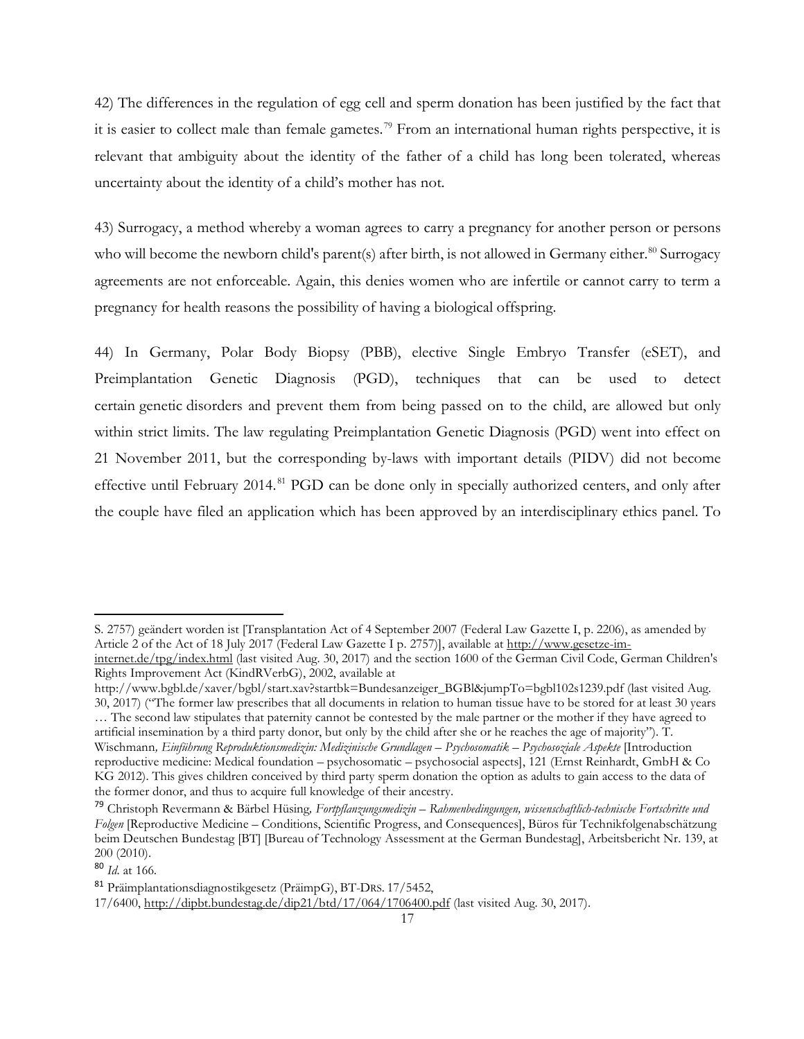42) The differences in the regulation of egg cell and sperm donation has been justified by the fact that it is easier to collect male than female gametes.[79] From an international human rights perspective, it is relevant that ambiguity about the identity of the father of a child has long been tolerated, whereas uncertainty about the identity of a child's mother has not.

43) Surrogacy, a method whereby a woman agrees to carry a pregnancy for another person or persons who will become the newborn child's parent(s) after birth, is not allowed in Germany either.[80] Surrogacy agreements are not enforceable. Again, this denies women who are infertile or cannot carry to term a pregnancy for health reasons the possibility of having a biological offspring.

44) In Germany, Polar Body Biopsy (PBB), elective Single Embryo Transfer (eSET), and Preimplantation Genetic Diagnosis (PGD), techniques that can be used to detect certain genetic disorders and prevent them from being passed on to the child, are allowed but only within strict limits. The law regulating Preimplantation Genetic Diagnosis (PGD) went into effect on 21 November 2011, but the corresponding by-laws with important details (PIDV) did not become effective until February 2014.[81] PGD can be done only in specially authorized centers, and only after the couple have filed an application which has been approved by an interdisciplinary ethics panel. To

---

S. 2757) geändert worden ist [Transplantation Act of 4 September 2007 (Federal Law Gazette I, p. 2206), as amended by Article 2 of the Act of 18 July 2017 (Federal Law Gazette I p. 2757)], available at http://www.gesetze-im-internet.de/tpg/index.html (last visited Aug. 30, 2017) and the section 1600 of the German Civil Code, German Children's Rights Improvement Act (KindRVerbG), 2002, available at http://www.bgbl.de/xaver/bgbl/start.xav?startbk=Bundesanzeiger_BGBl&jumpTo=bgbl102s1239.pdf (last visited Aug. 30, 2017) ("The former law prescribes that all documents in relation to human tissue have to be stored for at least 30 years … The second law stipulates that paternity cannot be contested by the male partner or the mother if they have agreed to artificial insemination by a third party donor, but only by the child after she or he reaches the age of majority"). T. Wischmann, *Einführung Reproduktionsmedizin: Medizinische Grundlagen – Psychosomatik – Psychosoziale Aspekte* [Introduction reproductive medicine: Medical foundation – psychosomatic – psychosocial aspects], 121 (Ernst Reinhardt, GmbH & Co KG 2012). This gives children conceived by third party sperm donation the option as adults to gain access to the data of the former donor, and thus to acquire full knowledge of their ancestry.

[79] Christoph Revermann & Bärbel Hüsing, *Fortpflanzungsmedizin – Rahmenbedingungen, wissenschaftlich-technische Fortschritte und Folgen* [Reproductive Medicine – Conditions, Scientific Progress, and Consequences], Büros für Technikfolgenabschätzung beim Deutschen Bundestag [BT] [Bureau of Technology Assessment at the German Bundestag], Arbeitsbericht Nr. 139, at 200 (2010).

[80] *Id*. at 166.

[81] Präimplantationsdiagnostikgesetz (PräimpG), BT-DRS. 17/5452, 17/6400, http://dipbt.bundestag.de/dip21/btd/17/064/1706400.pdf (last visited Aug. 30, 2017).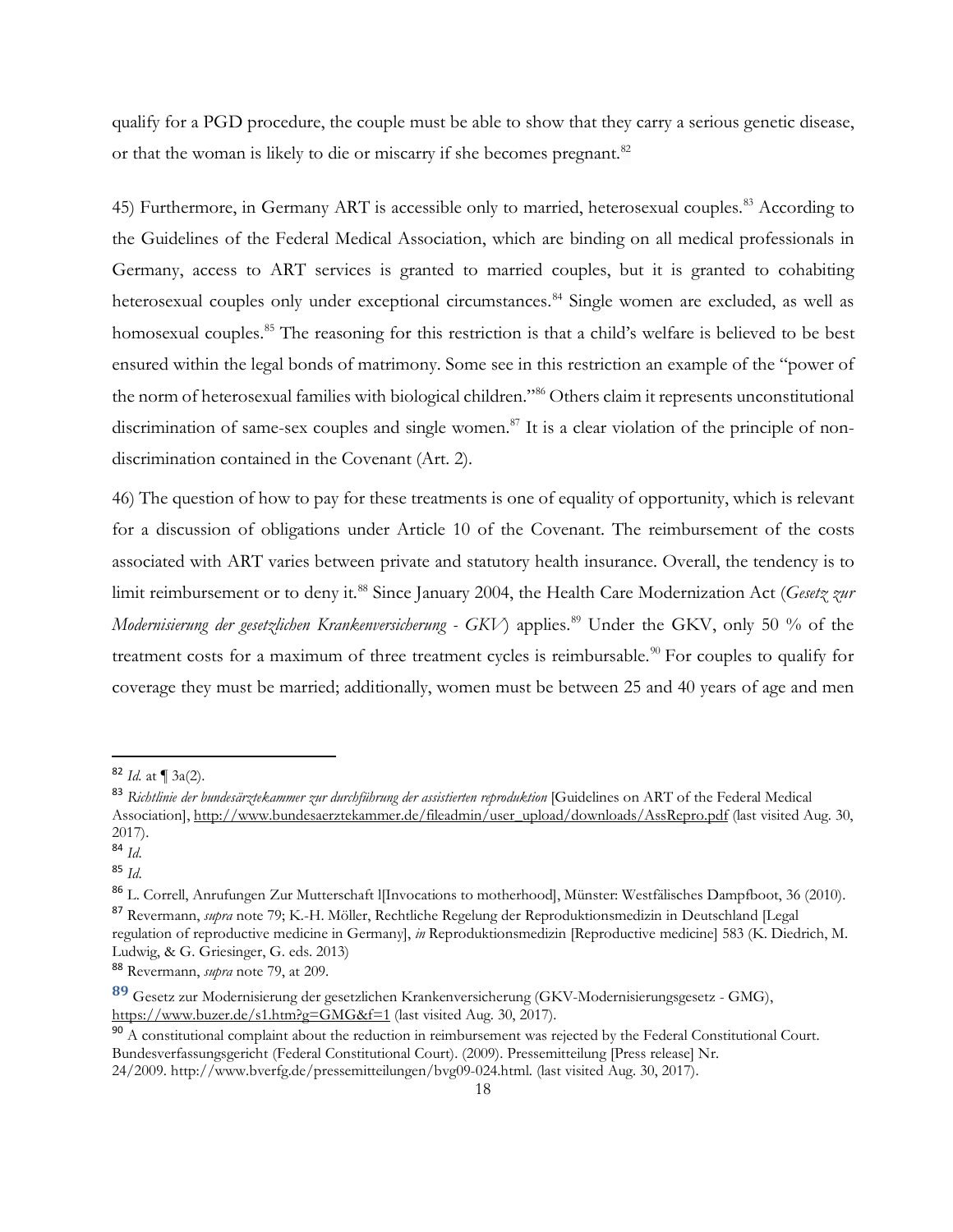qualify for a PGD procedure, the couple must be able to show that they carry a serious genetic disease, or that the woman is likely to die or miscarry if she becomes pregnant.[82]

45) Furthermore, in Germany ART is accessible only to married, heterosexual couples.[83] According to the Guidelines of the Federal Medical Association, which are binding on all medical professionals in Germany, access to ART services is granted to married couples, but it is granted to cohabiting heterosexual couples only under exceptional circumstances.[84] Single women are excluded, as well as homosexual couples.[85] The reasoning for this restriction is that a child's welfare is believed to be best ensured within the legal bonds of matrimony. Some see in this restriction an example of the "power of the norm of heterosexual families with biological children."[86] Others claim it represents unconstitutional discrimination of same-sex couples and single women.[87] It is a clear violation of the principle of non-discrimination contained in the Covenant (Art. 2).

46) The question of how to pay for these treatments is one of equality of opportunity, which is relevant for a discussion of obligations under Article 10 of the Covenant. The reimbursement of the costs associated with ART varies between private and statutory health insurance. Overall, the tendency is to limit reimbursement or to deny it.[88] Since January 2004, the Health Care Modernization Act (*Gesetz zur Modernisierung der gesetzlichen Krankenversicherung - GKV*) applies.[89] Under the GKV, only 50 % of the treatment costs for a maximum of three treatment cycles is reimbursable.[90] For couples to qualify for coverage they must be married; additionally, women must be between 25 and 40 years of age and men

---

[82] *Id.* at ¶ 3a(2).

[83] *Richtlinie der bundesärztekammer zur durchführung der assistierten reproduktion* [Guidelines on ART of the Federal Medical Association], http://www.bundesaerztekammer.de/fileadmin/user_upload/downloads/AssRepro.pdf (last visited Aug. 30, 2017).

[84] *Id.*

[85] *Id.*

[86] L. Correll, Anrufungen Zur Mutterschaft l[Invocations to motherhood], Münster: Westfälisches Dampfboot, 36 (2010).

[87] Revermann, *supra* note 79; K.-H. Möller, Rechtliche Regelung der Reproduktionsmedizin in Deutschland [Legal regulation of reproductive medicine in Germany], *in* Reproduktionsmedizin [Reproductive medicine] 583 (K. Diedrich, M. Ludwig, & G. Griesinger, G. eds. 2013)

[88] Revermann, *supra* note 79, at 209.

[89] Gesetz zur Modernisierung der gesetzlichen Krankenversicherung (GKV-Modernisierungsgesetz - GMG), https://www.buzer.de/s1.htm?g=GMG&f=1 (last visited Aug. 30, 2017).

[90] A constitutional complaint about the reduction in reimbursement was rejected by the Federal Constitutional Court. Bundesverfassungsgericht (Federal Constitutional Court). (2009). Pressemitteilung [Press release] Nr. 24/2009. http://www.bverfg.de/pressemitteilungen/bvg09-024.html. (last visited Aug. 30, 2017).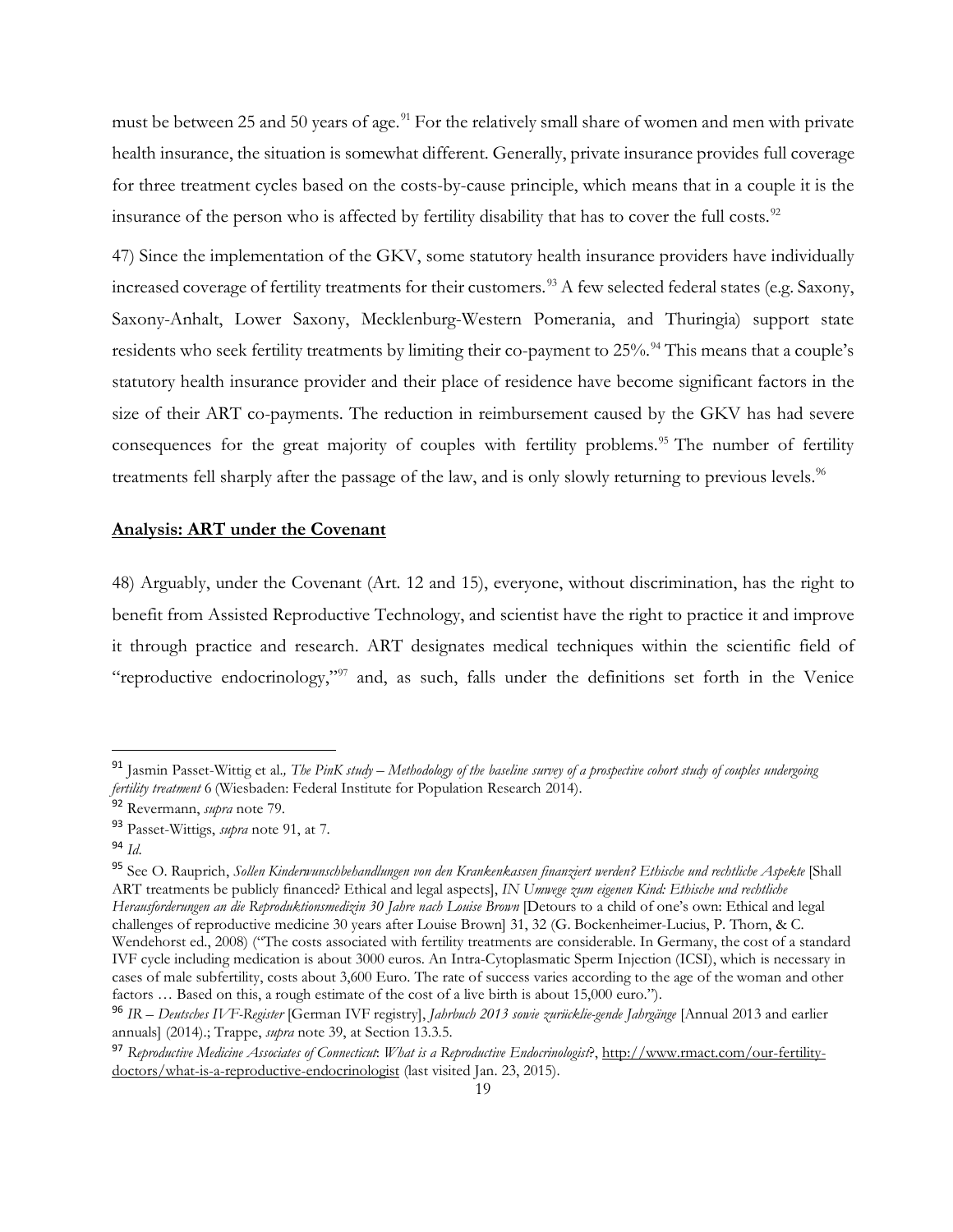must be between 25 and 50 years of age.[91] For the relatively small share of women and men with private health insurance, the situation is somewhat different. Generally, private insurance provides full coverage for three treatment cycles based on the costs-by-cause principle, which means that in a couple it is the insurance of the person who is affected by fertility disability that has to cover the full costs.[92]

47) Since the implementation of the GKV, some statutory health insurance providers have individually increased coverage of fertility treatments for their customers.[93] A few selected federal states (e.g. Saxony, Saxony-Anhalt, Lower Saxony, Mecklenburg-Western Pomerania, and Thuringia) support state residents who seek fertility treatments by limiting their co-payment to 25%.[94] This means that a couple's statutory health insurance provider and their place of residence have become significant factors in the size of their ART co-payments. The reduction in reimbursement caused by the GKV has had severe consequences for the great majority of couples with fertility problems.[95] The number of fertility treatments fell sharply after the passage of the law, and is only slowly returning to previous levels.[96]

**<u>Analysis: ART under the Covenant</u>**

48) Arguably, under the Covenant (Art. 12 and 15), everyone, without discrimination, has the right to benefit from Assisted Reproductive Technology, and scientist have the right to practice it and improve it through practice and research. ART designates medical techniques within the scientific field of "reproductive endocrinology,"[97] and, as such, falls under the definitions set forth in the Venice

---

[91] Jasmin Passet-Wittig et al., *The PinK study – Methodology of the baseline survey of a prospective cohort study of couples undergoing fertility treatment* 6 (Wiesbaden: Federal Institute for Population Research 2014).

[92] Revermann, *supra* note 79.

[93] Passet-Wittigs, *supra* note 91, at 7.

[94] *Id.*

[95] See O. Rauprich, *Sollen Kinderwunschbehandlungen von den Krankenkassen finanziert werden? Ethische und rechtliche Aspekte* [Shall ART treatments be publicly financed? Ethical and legal aspects], *IN Umwege zum eigenen Kind: Ethische und rechtliche Herausforderungen an die Reproduktionsmedizin 30 Jahre nach Louise Brown* [Detours to a child of one's own: Ethical and legal challenges of reproductive medicine 30 years after Louise Brown] 31, 32 (G. Bockenheimer-Lucius, P. Thorn, & C. Wendehorst ed., 2008) ("The costs associated with fertility treatments are considerable. In Germany, the cost of a standard IVF cycle including medication is about 3000 euros. An Intra-Cytoplasmatic Sperm Injection (ICSI), which is necessary in cases of male subfertility, costs about 3,600 Euro. The rate of success varies according to the age of the woman and other factors … Based on this, a rough estimate of the cost of a live birth is about 15,000 euro.").

[96] *IR – Deutsches IVF-Register* [German IVF registry], *Jahrbuch 2013 sowie zurücklie-gende Jahrgänge* [Annual 2013 and earlier annuals] (2014).; Trappe, *supra* note 39, at Section 13.3.5.

[97] *Reproductive Medicine Associates of Connecticut*: *What is a Reproductive Endocrinologist?*, http://www.rmact.com/our-fertility-doctors/what-is-a-reproductive-endocrinologist (last visited Jan. 23, 2015).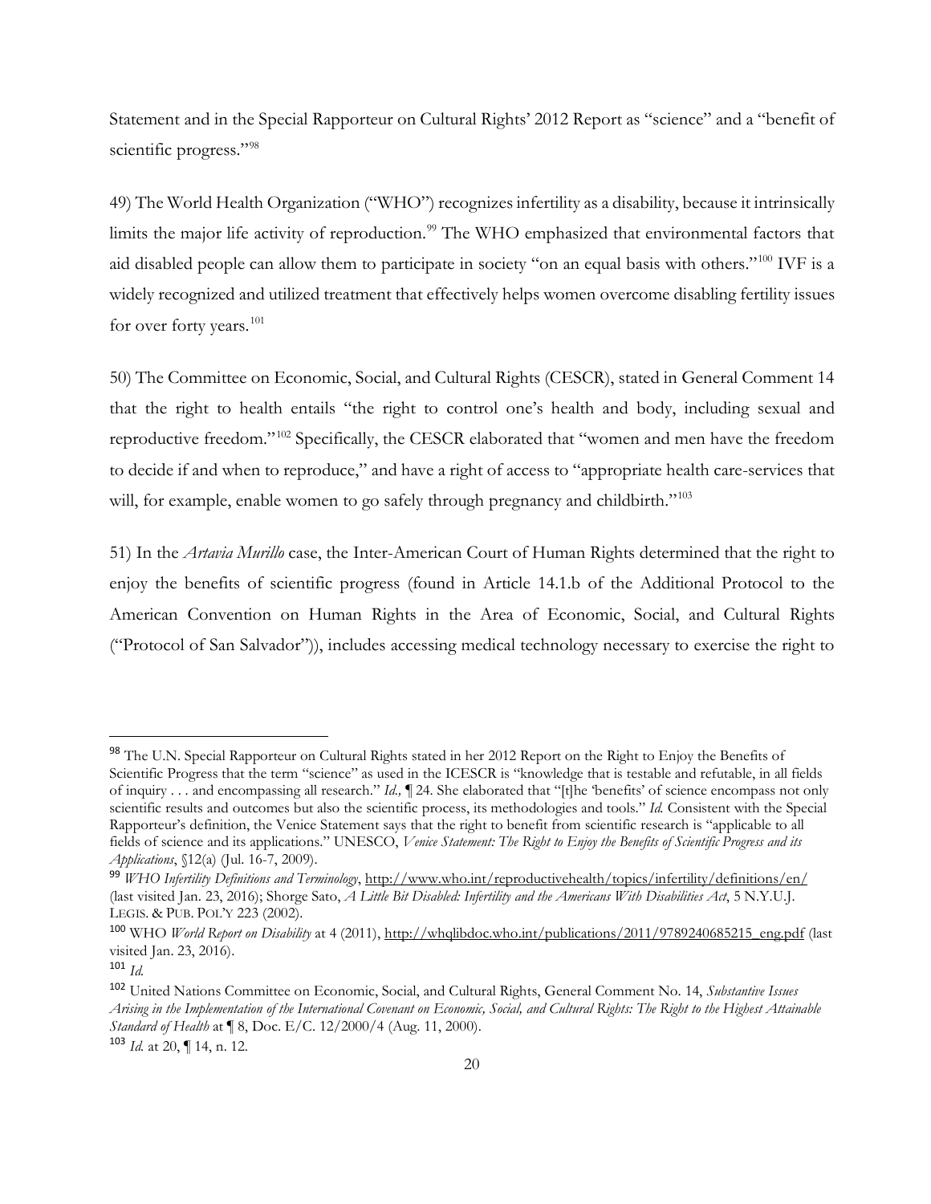Statement and in the Special Rapporteur on Cultural Rights' 2012 Report as "science" and a "benefit of scientific progress."[98]

49) The World Health Organization ("WHO") recognizes infertility as a disability, because it intrinsically limits the major life activity of reproduction.[99] The WHO emphasized that environmental factors that aid disabled people can allow them to participate in society "on an equal basis with others."[100] IVF is a widely recognized and utilized treatment that effectively helps women overcome disabling fertility issues for over forty years.[101]

50) The Committee on Economic, Social, and Cultural Rights (CESCR), stated in General Comment 14 that the right to health entails "the right to control one's health and body, including sexual and reproductive freedom."[102] Specifically, the CESCR elaborated that "women and men have the freedom to decide if and when to reproduce," and have a right of access to "appropriate health care-services that will, for example, enable women to go safely through pregnancy and childbirth."[103]

51) In the *Artavia Murillo* case, the Inter-American Court of Human Rights determined that the right to enjoy the benefits of scientific progress (found in Article 14.1.b of the Additional Protocol to the American Convention on Human Rights in the Area of Economic, Social, and Cultural Rights ("Protocol of San Salvador")), includes accessing medical technology necessary to exercise the right to

---

[98] The U.N. Special Rapporteur on Cultural Rights stated in her 2012 Report on the Right to Enjoy the Benefits of Scientific Progress that the term "science" as used in the ICESCR is "knowledge that is testable and refutable, in all fields of inquiry . . . and encompassing all research." *Id.,* ¶ 24. She elaborated that "[t]he 'benefits' of science encompass not only scientific results and outcomes but also the scientific process, its methodologies and tools." *Id.* Consistent with the Special Rapporteur's definition, the Venice Statement says that the right to benefit from scientific research is "applicable to all fields of science and its applications." UNESCO, *Venice Statement: The Right to Enjoy the Benefits of Scientific Progress and its Applications*, §12(a) (Jul. 16-7, 2009).

[99] *WHO Infertility Definitions and Terminology*, http://www.who.int/reproductivehealth/topics/infertility/definitions/en/ (last visited Jan. 23, 2016); Shorge Sato, *A Little Bit Disabled: Infertility and the Americans With Disabilities Act*, 5 N.Y.U.J. LEGIS. & PUB. POL'Y 223 (2002).

[100] WHO *World Report on Disability* at 4 (2011), http://whqlibdoc.who.int/publications/2011/9789240685215_eng.pdf (last visited Jan. 23, 2016).

[101] *Id.*

[102] United Nations Committee on Economic, Social, and Cultural Rights, General Comment No. 14, *Substantive Issues Arising in the Implementation of the International Covenant on Economic, Social, and Cultural Rights: The Right to the Highest Attainable Standard of Health* at ¶ 8, Doc. E/C. 12/2000/4 (Aug. 11, 2000).

[103] *Id.* at 20, ¶ 14, n. 12.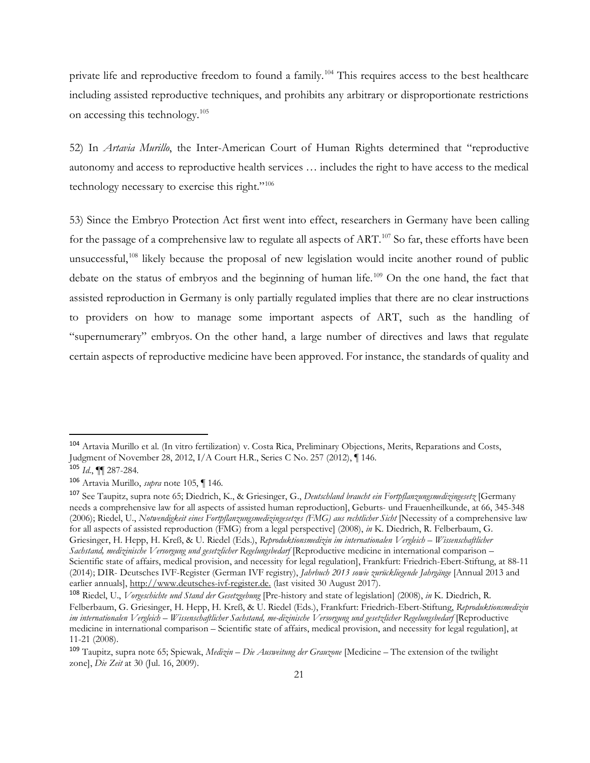private life and reproductive freedom to found a family.[104] This requires access to the best healthcare including assisted reproductive techniques, and prohibits any arbitrary or disproportionate restrictions on accessing this technology.[105]

52) In *Artavia Murillo*, the Inter-American Court of Human Rights determined that "reproductive autonomy and access to reproductive health services … includes the right to have access to the medical technology necessary to exercise this right."[106]

53) Since the Embryo Protection Act first went into effect, researchers in Germany have been calling for the passage of a comprehensive law to regulate all aspects of ART.[107] So far, these efforts have been unsuccessful,[108] likely because the proposal of new legislation would incite another round of public debate on the status of embryos and the beginning of human life.[109] On the one hand, the fact that assisted reproduction in Germany is only partially regulated implies that there are no clear instructions to providers on how to manage some important aspects of ART, such as the handling of "supernumerary" embryos. On the other hand, a large number of directives and laws that regulate certain aspects of reproductive medicine have been approved. For instance, the standards of quality and

---

[104] Artavia Murillo et al. (In vitro fertilization) v. Costa Rica, Preliminary Objections, Merits, Reparations and Costs, Judgment of November 28, 2012, I/A Court H.R., Series C No. 257 (2012), ¶ 146.

[105] *Id.*, ¶¶ 287-284.

[106] Artavia Murillo, *supra* note 105, ¶ 146.

[107] See Taupitz, supra note 65; Diedrich, K., & Griesinger, G., *Deutschland braucht ein Fortpflanzungsmedizingesetz* [Germany needs a comprehensive law for all aspects of assisted human reproduction], Geburts- und Frauenheilkunde, at 66, 345-348 (2006); Riedel, U., *Notwendigkeit eines Fortpflanzungsmedizingesetzes (FMG) aus rechtlicher Sicht* [Necessity of a comprehensive law for all aspects of assisted reproduction (FMG) from a legal perspective] (2008), *in* K. Diedrich, R. Felberbaum, G. Griesinger, H. Hepp, H. Kreß, & U. Riedel (Eds.), *Reproduktionsmedizin im internationalen Vergleich – Wissenschaftlicher Sachstand, medizinische Versorgung und gesetzlicher Regelungsbedarf* [Reproductive medicine in international comparison – Scientific state of affairs, medical provision, and necessity for legal regulation], Frankfurt: Friedrich-Ebert-Stiftung, at 88-11 (2014); DIR- Deutsches IVF-Register (German IVF registry), *Jahrbuch 2013 sowie zurückliegende Jahrgänge* [Annual 2013 and earlier annuals], http://www.deutsches-ivf-register.de. (last visited 30 August 2017).

[108] Riedel, U., *Vorgeschichte und Stand der Gesetzgebung* [Pre-history and state of legislation] (2008), *in* K. Diedrich, R. Felberbaum, G. Griesinger, H. Hepp, H. Kreß, & U. Riedel (Eds.), Frankfurt: Friedrich-Ebert-Stiftung, *Reproduktionsmedizin im internationalen Vergleich – Wissenschaftlicher Sachstand, me-dizinische Versorgung und gesetzlicher Regelungsbedarf* [Reproductive medicine in international comparison – Scientific state of affairs, medical provision, and necessity for legal regulation], at 11-21 (2008).

[109] Taupitz, supra note 65; Spiewak, *Medizin – Die Ausweitung der Grauzone* [Medicine – The extension of the twilight zone], *Die Zeit* at 30 (Jul. 16, 2009).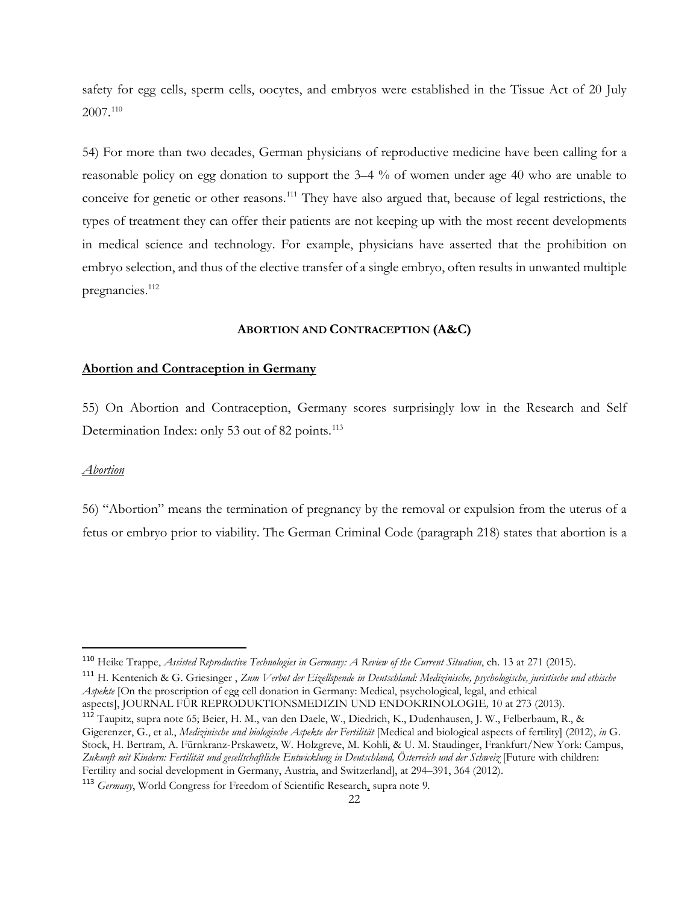safety for egg cells, sperm cells, oocytes, and embryos were established in the Tissue Act of 20 July 2007.[110]

54) For more than two decades, German physicians of reproductive medicine have been calling for a reasonable policy on egg donation to support the 3–4 % of women under age 40 who are unable to conceive for genetic or other reasons.[111] They have also argued that, because of legal restrictions, the types of treatment they can offer their patients are not keeping up with the most recent developments in medical science and technology. For example, physicians have asserted that the prohibition on embryo selection, and thus of the elective transfer of a single embryo, often results in unwanted multiple pregnancies.[112]

**ABORTION AND CONTRACEPTION (A&C)**

**Abortion and Contraception in Germany**

55) On Abortion and Contraception, Germany scores surprisingly low in the Research and Self Determination Index: only 53 out of 82 points.[113]

*Abortion*

56) "Abortion" means the termination of pregnancy by the removal or expulsion from the uterus of a fetus or embryo prior to viability. The German Criminal Code (paragraph 218) states that abortion is a

---

[110] Heike Trappe, *Assisted Reproductive Technologies in Germany: A Review of the Current Situation*, ch. 13 at 271 (2015).

[111] H. Kentenich & G. Griesinger , *Zum Verbot der Eizellspende in Deutschland: Medizinische, psychologische, juristische und ethische Aspekte* [On the proscription of egg cell donation in Germany: Medical, psychological, legal, and ethical aspects], JOURNAL FÜR REPRODUKTIONSMEDIZIN UND ENDOKRINOLOGIE*,* 10 at 273 (2013).

[112] Taupitz, supra note 65; Beier, H. M., van den Daele, W., Diedrich, K., Dudenhausen, J. W., Felberbaum, R., & Gigerenzer, G., et al., *Medizinische und biologische Aspekte der Fertilität* [Medical and biological aspects of fertility] (2012), *in* G. Stock, H. Bertram, A. Fürnkranz-Prskawetz, W. Holzgreve, M. Kohli, & U. M. Staudinger, Frankfurt/New York: Campus, *Zukunft mit Kindern: Fertilität und gesellschaftliche Entwicklung in Deutschland, Österreich und der Schweiz* [Future with children: Fertility and social development in Germany, Austria, and Switzerland], at 294–391, 364 (2012).

[113] *Germany*, World Congress for Freedom of Scientific Research, supra note 9.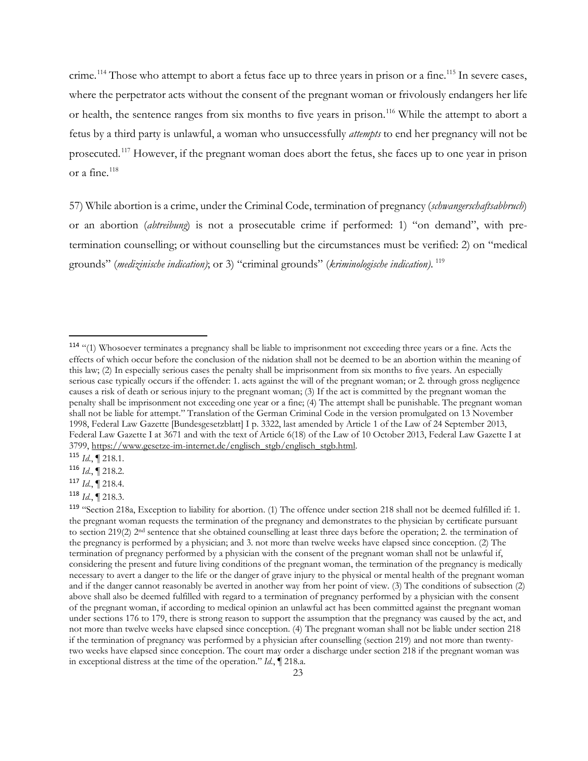crime.[114] Those who attempt to abort a fetus face up to three years in prison or a fine.[115] In severe cases, where the perpetrator acts without the consent of the pregnant woman or frivolously endangers her life or health, the sentence ranges from six months to five years in prison.[116] While the attempt to abort a fetus by a third party is unlawful, a woman who unsuccessfully *attempts* to end her pregnancy will not be prosecuted.[117] However, if the pregnant woman does abort the fetus, she faces up to one year in prison or a fine.[118]

57) While abortion is a crime, under the Criminal Code, termination of pregnancy (*schwangerschaftsabbruch*) or an abortion (*abtreibung*) is not a prosecutable crime if performed: 1) "on demand", with pre-termination counselling; or without counselling but the circumstances must be verified: 2) on "medical grounds" (*medizinische indication)*; or 3) "criminal grounds" (*kriminologische indication)*.[119]

---

[114] "(1) Whosoever terminates a pregnancy shall be liable to imprisonment not exceeding three years or a fine. Acts the effects of which occur before the conclusion of the nidation shall not be deemed to be an abortion within the meaning of this law; (2) In especially serious cases the penalty shall be imprisonment from six months to five years. An especially serious case typically occurs if the offender: 1. acts against the will of the pregnant woman; or 2. through gross negligence causes a risk of death or serious injury to the pregnant woman; (3) If the act is committed by the pregnant woman the penalty shall be imprisonment not exceeding one year or a fine; (4) The attempt shall be punishable. The pregnant woman shall not be liable for attempt." Translation of the German Criminal Code in the version promulgated on 13 November 1998, Federal Law Gazette [Bundesgesetzblatt] I p. 3322, last amended by Article 1 of the Law of 24 September 2013, Federal Law Gazette I at 3671 and with the text of Article 6(18) of the Law of 10 October 2013, Federal Law Gazette I at 3799, https://www.gesetze-im-internet.de/englisch_stgb/englisch_stgb.html.

[115] *Id.*, ¶ 218.1.

[116] *Id.*, ¶ 218.2.

[117] *Id.*, ¶ 218.4.

[118] *Id.*, ¶ 218.3.

[119] "Section 218a, Exception to liability for abortion. (1) The offence under section 218 shall not be deemed fulfilled if: 1. the pregnant woman requests the termination of the pregnancy and demonstrates to the physician by certificate pursuant to section 219(2) 2nd sentence that she obtained counselling at least three days before the operation; 2. the termination of the pregnancy is performed by a physician; and 3. not more than twelve weeks have elapsed since conception. (2) The termination of pregnancy performed by a physician with the consent of the pregnant woman shall not be unlawful if, considering the present and future living conditions of the pregnant woman, the termination of the pregnancy is medically necessary to avert a danger to the life or the danger of grave injury to the physical or mental health of the pregnant woman and if the danger cannot reasonably be averted in another way from her point of view. (3) The conditions of subsection (2) above shall also be deemed fulfilled with regard to a termination of pregnancy performed by a physician with the consent of the pregnant woman, if according to medical opinion an unlawful act has been committed against the pregnant woman under sections 176 to 179, there is strong reason to support the assumption that the pregnancy was caused by the act, and not more than twelve weeks have elapsed since conception. (4) The pregnant woman shall not be liable under section 218 if the termination of pregnancy was performed by a physician after counselling (section 219) and not more than twenty-two weeks have elapsed since conception. The court may order a discharge under section 218 if the pregnant woman was in exceptional distress at the time of the operation." *Id.*, ¶ 218.a.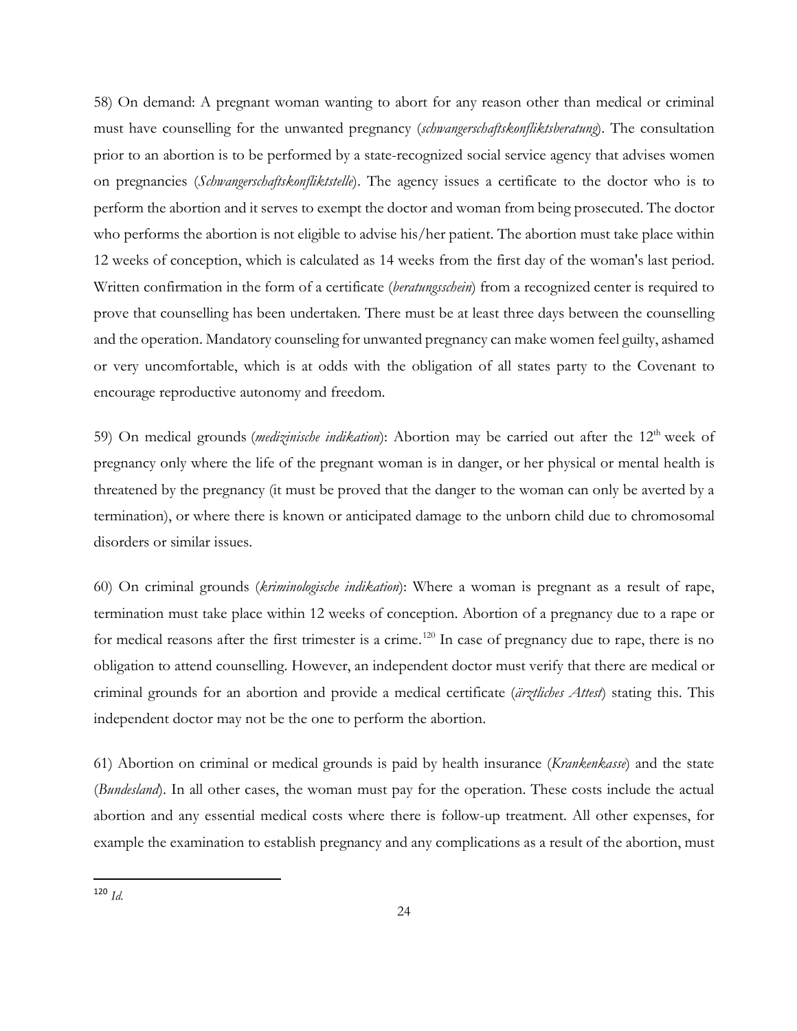58) On demand: A pregnant woman wanting to abort for any reason other than medical or criminal must have counselling for the unwanted pregnancy (*schwangerschaftskonfliktsberatung*). The consultation prior to an abortion is to be performed by a state-recognized social service agency that advises women on pregnancies (*Schwangerschaftskonfliktstelle*). The agency issues a certificate to the doctor who is to perform the abortion and it serves to exempt the doctor and woman from being prosecuted. The doctor who performs the abortion is not eligible to advise his/her patient. The abortion must take place within 12 weeks of conception, which is calculated as 14 weeks from the first day of the woman's last period. Written confirmation in the form of a certificate (*beratungsschein*) from a recognized center is required to prove that counselling has been undertaken. There must be at least three days between the counselling and the operation. Mandatory counseling for unwanted pregnancy can make women feel guilty, ashamed or very uncomfortable, which is at odds with the obligation of all states party to the Covenant to encourage reproductive autonomy and freedom.

59) On medical grounds (*medizinische indikation*): Abortion may be carried out after the 12th week of pregnancy only where the life of the pregnant woman is in danger, or her physical or mental health is threatened by the pregnancy (it must be proved that the danger to the woman can only be averted by a termination), or where there is known or anticipated damage to the unborn child due to chromosomal disorders or similar issues.

60) On criminal grounds (*kriminologische indikation*): Where a woman is pregnant as a result of rape, termination must take place within 12 weeks of conception. Abortion of a pregnancy due to a rape or for medical reasons after the first trimester is a crime.[120] In case of pregnancy due to rape, there is no obligation to attend counselling. However, an independent doctor must verify that there are medical or criminal grounds for an abortion and provide a medical certificate (*ärztliches Attest*) stating this. This independent doctor may not be the one to perform the abortion.

61) Abortion on criminal or medical grounds is paid by health insurance (*Krankenkasse*) and the state (*Bundesland*). In all other cases, the woman must pay for the operation. These costs include the actual abortion and any essential medical costs where there is follow-up treatment. All other expenses, for example the examination to establish pregnancy and any complications as a result of the abortion, must

---

[120] *Id.*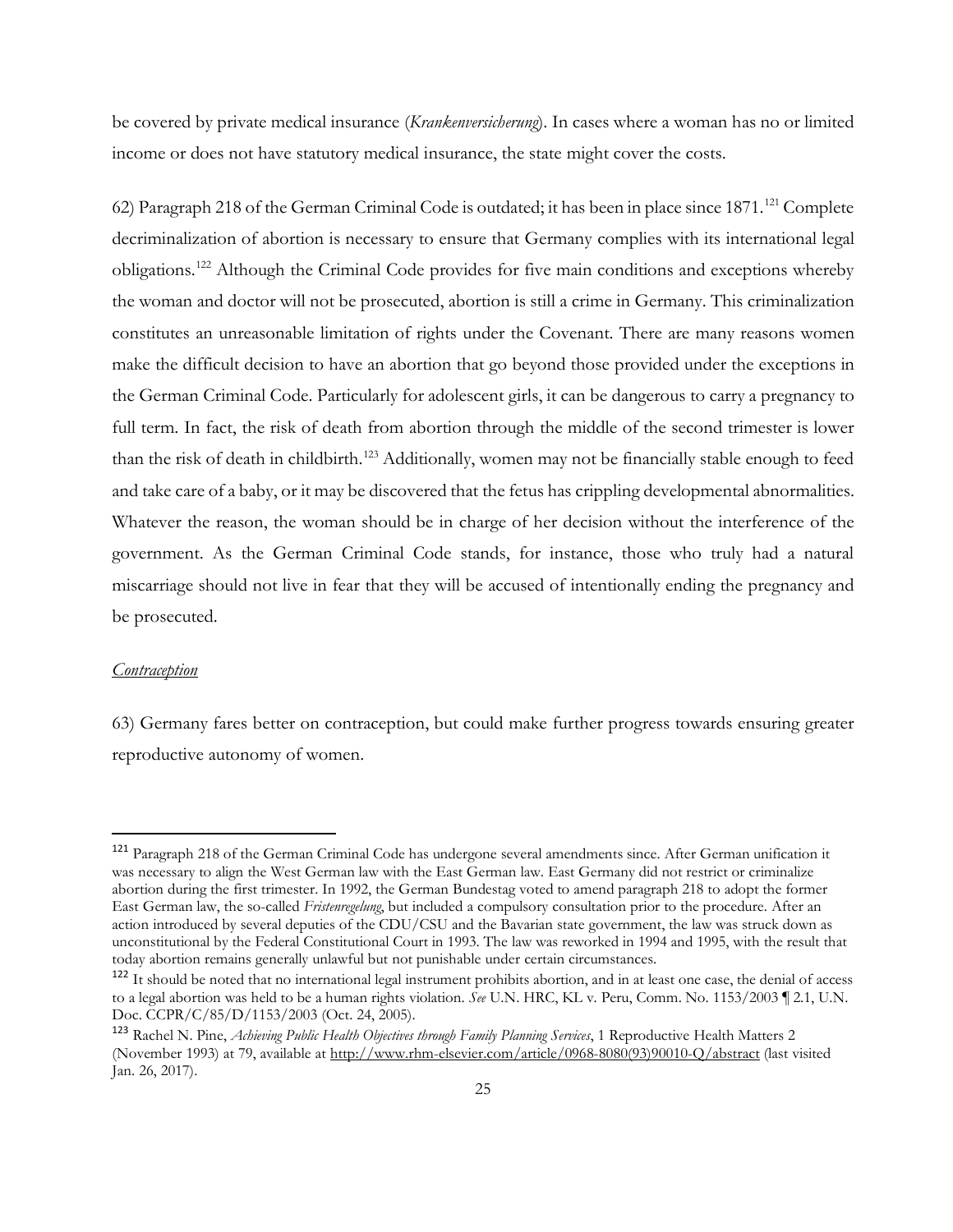be covered by private medical insurance (*Krankenversicherung*). In cases where a woman has no or limited income or does not have statutory medical insurance, the state might cover the costs.

62) Paragraph 218 of the German Criminal Code is outdated; it has been in place since 1871.[121] Complete decriminalization of abortion is necessary to ensure that Germany complies with its international legal obligations.[122] Although the Criminal Code provides for five main conditions and exceptions whereby the woman and doctor will not be prosecuted, abortion is still a crime in Germany. This criminalization constitutes an unreasonable limitation of rights under the Covenant. There are many reasons women make the difficult decision to have an abortion that go beyond those provided under the exceptions in the German Criminal Code. Particularly for adolescent girls, it can be dangerous to carry a pregnancy to full term. In fact, the risk of death from abortion through the middle of the second trimester is lower than the risk of death in childbirth.[123] Additionally, women may not be financially stable enough to feed and take care of a baby, or it may be discovered that the fetus has crippling developmental abnormalities. Whatever the reason, the woman should be in charge of her decision without the interference of the government. As the German Criminal Code stands, for instance, those who truly had a natural miscarriage should not live in fear that they will be accused of intentionally ending the pregnancy and be prosecuted.

*Contraception*

63) Germany fares better on contraception, but could make further progress towards ensuring greater reproductive autonomy of women.

---

[121] Paragraph 218 of the German Criminal Code has undergone several amendments since. After German unification it was necessary to align the West German law with the East German law. East Germany did not restrict or criminalize abortion during the first trimester. In 1992, the German Bundestag voted to amend paragraph 218 to adopt the former East German law, the so-called *Fristenregelung*, but included a compulsory consultation prior to the procedure. After an action introduced by several deputies of the CDU/CSU and the Bavarian state government, the law was struck down as unconstitutional by the Federal Constitutional Court in 1993. The law was reworked in 1994 and 1995, with the result that today abortion remains generally unlawful but not punishable under certain circumstances.

[122] It should be noted that no international legal instrument prohibits abortion, and in at least one case, the denial of access to a legal abortion was held to be a human rights violation. *See* U.N. HRC, KL v. Peru, Comm. No. 1153/2003 ¶ 2.1, U.N. Doc. CCPR/C/85/D/1153/2003 (Oct. 24, 2005).

[123] Rachel N. Pine, *Achieving Public Health Objectives through Family Planning Services*, 1 Reproductive Health Matters 2 (November 1993) at 79, available at http://www.rhm-elsevier.com/article/0968-8080(93)90010-Q/abstract (last visited Jan. 26, 2017).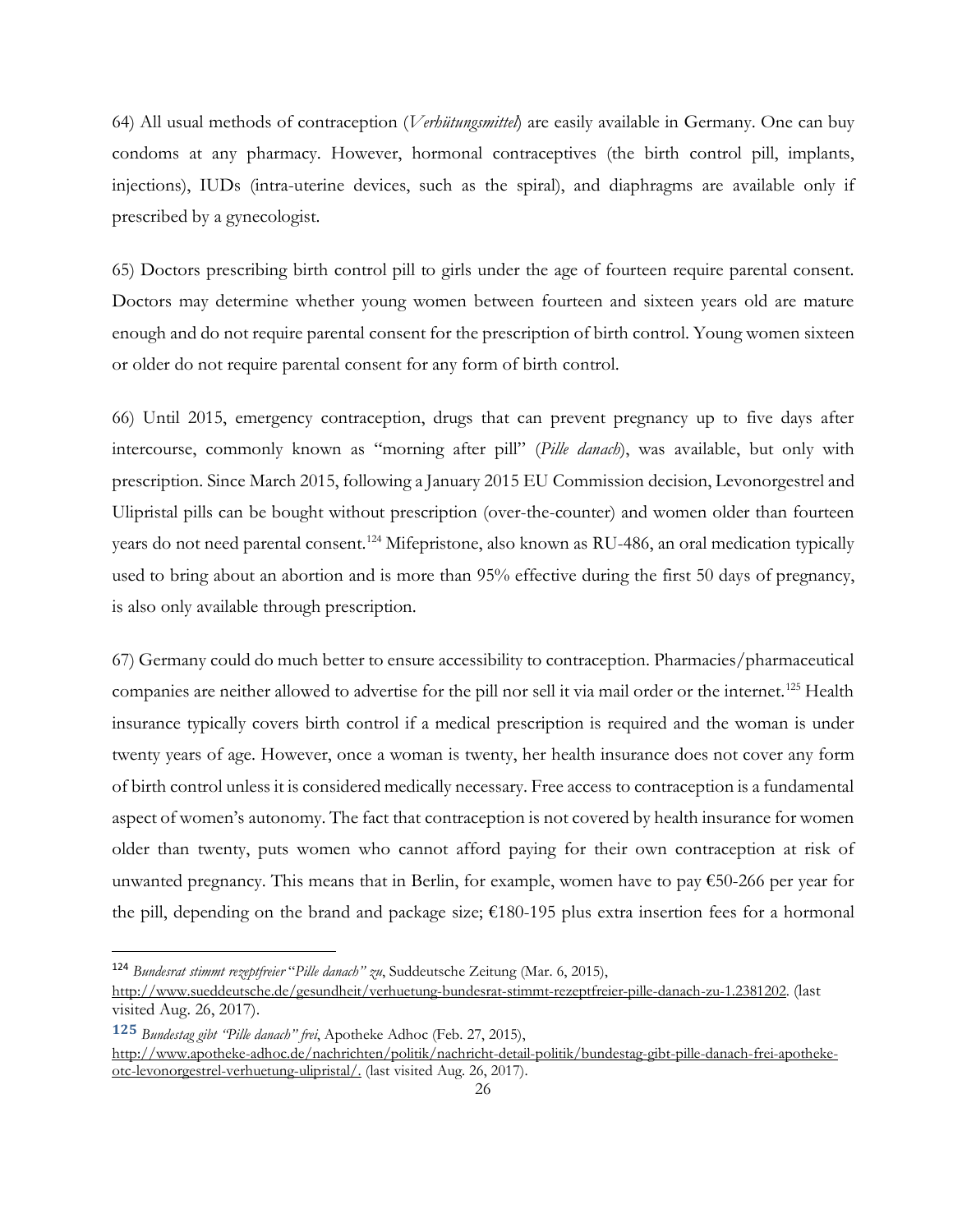64) All usual methods of contraception (*Verhütungsmittel*) are easily available in Germany. One can buy condoms at any pharmacy. However, hormonal contraceptives (the birth control pill, implants, injections), IUDs (intra-uterine devices, such as the spiral), and diaphragms are available only if prescribed by a gynecologist.

65) Doctors prescribing birth control pill to girls under the age of fourteen require parental consent. Doctors may determine whether young women between fourteen and sixteen years old are mature enough and do not require parental consent for the prescription of birth control. Young women sixteen or older do not require parental consent for any form of birth control.

66) Until 2015, emergency contraception, drugs that can prevent pregnancy up to five days after intercourse, commonly known as "morning after pill" (*Pille danach*), was available, but only with prescription. Since March 2015, following a January 2015 EU Commission decision, Levonorgestrel and Ulipristal pills can be bought without prescription (over-the-counter) and women older than fourteen years do not need parental consent.[124] Mifepristone, also known as RU-486, an oral medication typically used to bring about an abortion and is more than 95% effective during the first 50 days of pregnancy, is also only available through prescription.

67) Germany could do much better to ensure accessibility to contraception. Pharmacies/pharmaceutical companies are neither allowed to advertise for the pill nor sell it via mail order or the internet.[125] Health insurance typically covers birth control if a medical prescription is required and the woman is under twenty years of age. However, once a woman is twenty, her health insurance does not cover any form of birth control unless it is considered medically necessary. Free access to contraception is a fundamental aspect of women's autonomy. The fact that contraception is not covered by health insurance for women older than twenty, puts women who cannot afford paying for their own contraception at risk of unwanted pregnancy. This means that in Berlin, for example, women have to pay €50-266 per year for the pill, depending on the brand and package size; €180-195 plus extra insertion fees for a hormonal

---

[124] *Bundesrat stimmt rezeptfreier "Pille danach" zu*, Suddeutsche Zeitung (Mar. 6, 2015), http://www.sueddeutsche.de/gesundheit/verhuetung-bundesrat-stimmt-rezeptfreier-pille-danach-zu-1.2381202. (last visited Aug. 26, 2017).

[125] *Bundestag gibt "Pille danach" frei*, Apotheke Adhoc (Feb. 27, 2015), http://www.apotheke-adhoc.de/nachrichten/politik/nachricht-detail-politik/bundestag-gibt-pille-danach-frei-apotheke-otc-levonorgestrel-verhuetung-ulipristal/. (last visited Aug. 26, 2017).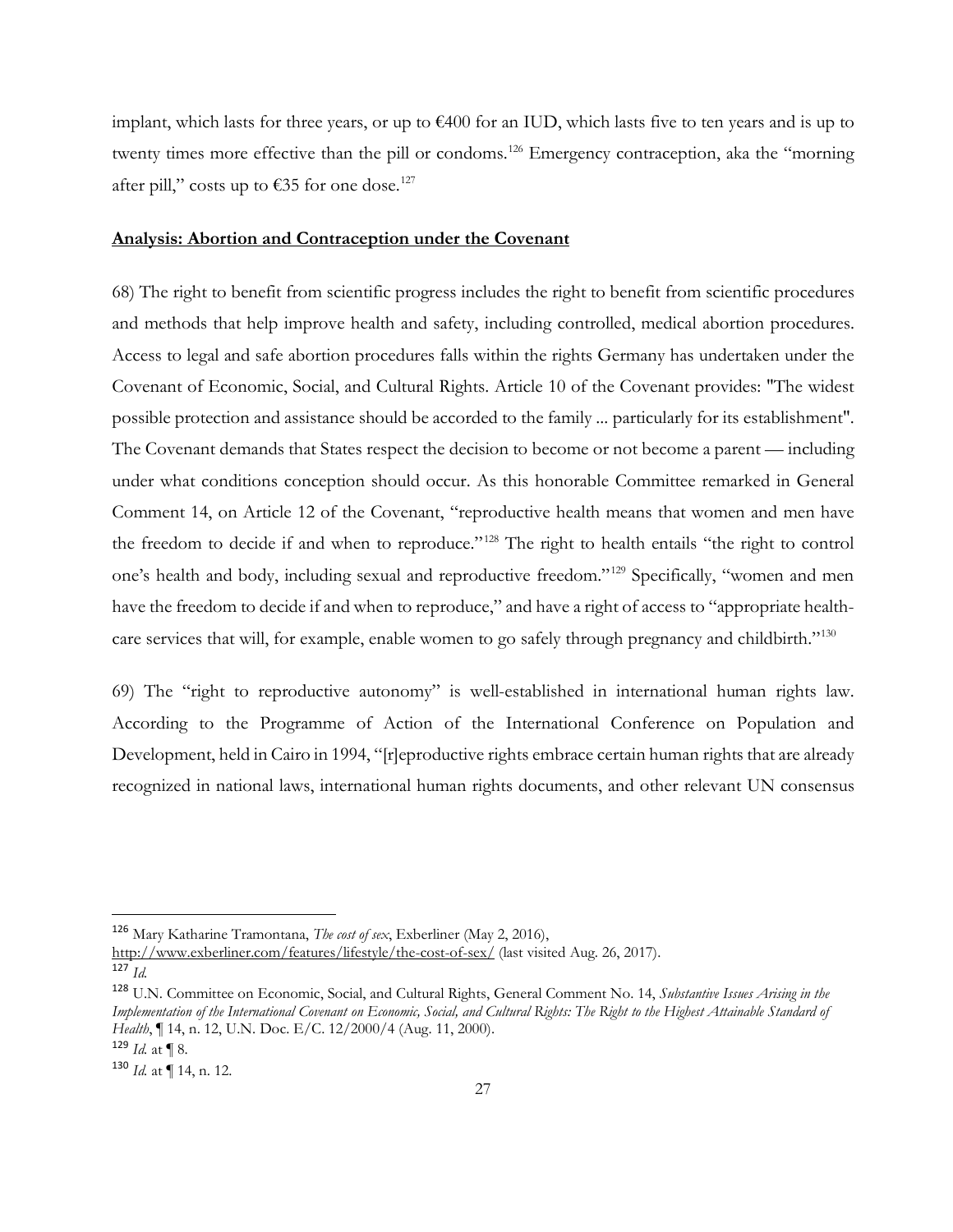implant, which lasts for three years, or up to €400 for an IUD, which lasts five to ten years and is up to twenty times more effective than the pill or condoms.[126] Emergency contraception, aka the "morning after pill," costs up to €35 for one dose.[127]

**Analysis: Abortion and Contraception under the Covenant**

68) The right to benefit from scientific progress includes the right to benefit from scientific procedures and methods that help improve health and safety, including controlled, medical abortion procedures. Access to legal and safe abortion procedures falls within the rights Germany has undertaken under the Covenant of Economic, Social, and Cultural Rights. Article 10 of the Covenant provides: "The widest possible protection and assistance should be accorded to the family ... particularly for its establishment". The Covenant demands that States respect the decision to become or not become a parent — including under what conditions conception should occur. As this honorable Committee remarked in General Comment 14, on Article 12 of the Covenant, "reproductive health means that women and men have the freedom to decide if and when to reproduce."[128] The right to health entails "the right to control one's health and body, including sexual and reproductive freedom."[129] Specifically, "women and men have the freedom to decide if and when to reproduce," and have a right of access to "appropriate health-care services that will, for example, enable women to go safely through pregnancy and childbirth."[130]

69) The "right to reproductive autonomy" is well-established in international human rights law. According to the Programme of Action of the International Conference on Population and Development, held in Cairo in 1994, "[r]eproductive rights embrace certain human rights that are already recognized in national laws, international human rights documents, and other relevant UN consensus

---

[126] Mary Katharine Tramontana, *The cost of sex*, Exberliner (May 2, 2016), http://www.exberliner.com/features/lifestyle/the-cost-of-sex/ (last visited Aug. 26, 2017).

[127] *Id.*

[128] U.N. Committee on Economic, Social, and Cultural Rights, General Comment No. 14, *Substantive Issues Arising in the Implementation of the International Covenant on Economic, Social, and Cultural Rights: The Right to the Highest Attainable Standard of Health*, ¶ 14, n. 12, U.N. Doc. E/C. 12/2000/4 (Aug. 11, 2000).

[129] *Id.* at ¶ 8.

[130] *Id.* at ¶ 14, n. 12.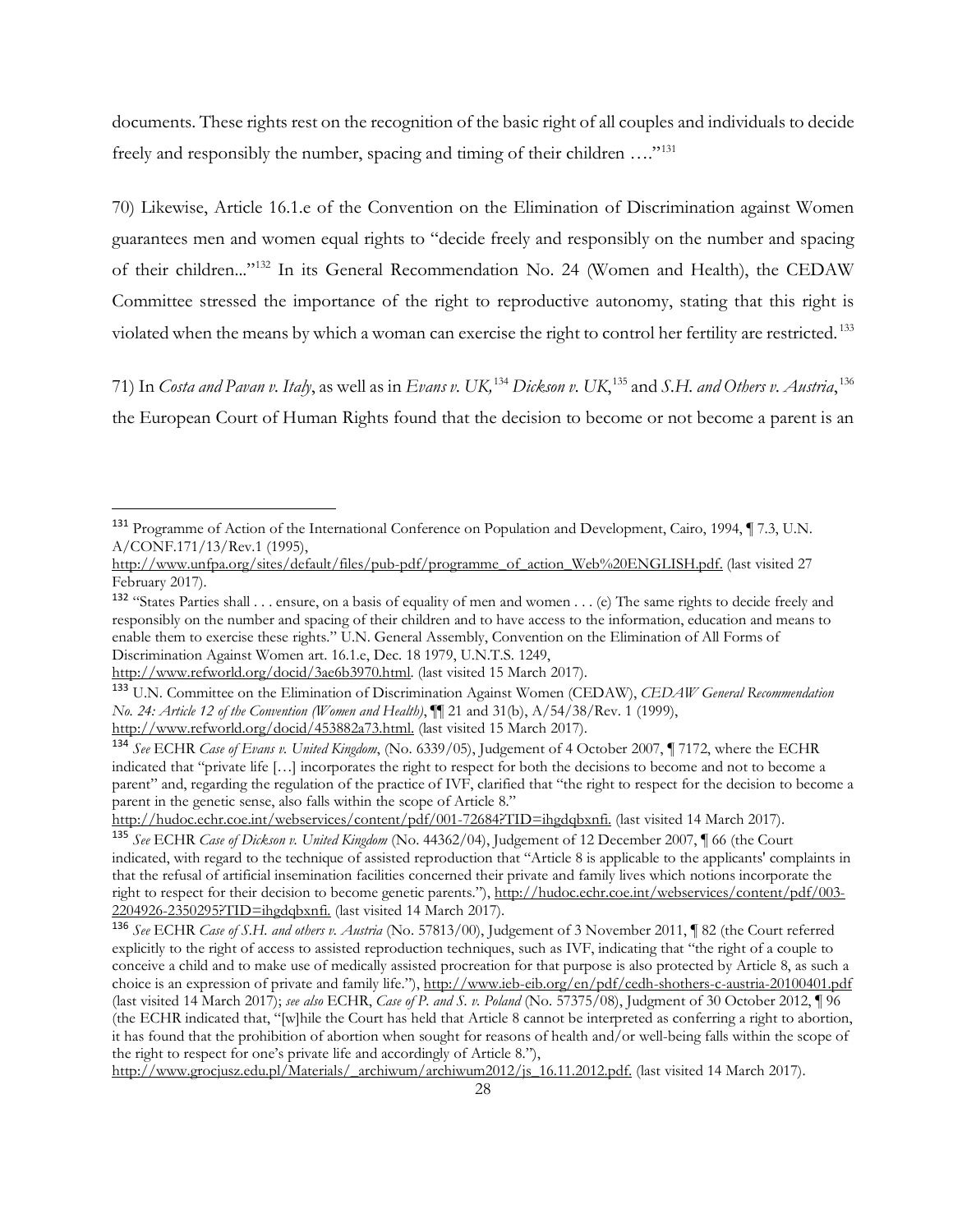documents. These rights rest on the recognition of the basic right of all couples and individuals to decide freely and responsibly the number, spacing and timing of their children ….”[131]

70) Likewise, Article 16.1.e of the Convention on the Elimination of Discrimination against Women guarantees men and women equal rights to "decide freely and responsibly on the number and spacing of their children..."[132] In its General Recommendation No. 24 (Women and Health), the CEDAW Committee stressed the importance of the right to reproductive autonomy, stating that this right is violated when the means by which a woman can exercise the right to control her fertility are restricted.[133]

71) In *Costa and Pavan v. Italy*, as well as in *Evans v. UK,*[134] *Dickson v. UK*,[135] and *S.H. and Others v. Austria*,[136] the European Court of Human Rights found that the decision to become or not become a parent is an

---

[131] Programme of Action of the International Conference on Population and Development, Cairo, 1994, ¶ 7.3, U.N. A/CONF.171/13/Rev.1 (1995), http://www.unfpa.org/sites/default/files/pub-pdf/programme_of_action_Web%20ENGLISH.pdf. (last visited 27 February 2017).

[132] "States Parties shall . . . ensure, on a basis of equality of men and women . . . (e) The same rights to decide freely and responsibly on the number and spacing of their children and to have access to the information, education and means to enable them to exercise these rights." U.N. General Assembly, Convention on the Elimination of All Forms of Discrimination Against Women art. 16.1.e, Dec. 18 1979, U.N.T.S. 1249, http://www.refworld.org/docid/3ae6b3970.html. (last visited 15 March 2017).

[133] U.N. Committee on the Elimination of Discrimination Against Women (CEDAW), *CEDAW General Recommendation No. 24: Article 12 of the Convention (Women and Health)*, ¶¶ 21 and 31(b), A/54/38/Rev. 1 (1999), http://www.refworld.org/docid/453882a73.html. (last visited 15 March 2017).

[134] *See* ECHR *Case of Evans v. United Kingdom*, (No. 6339/05), Judgement of 4 October 2007, ¶ 7172, where the ECHR indicated that "private life […] incorporates the right to respect for both the decisions to become and not to become a parent" and, regarding the regulation of the practice of IVF, clarified that "the right to respect for the decision to become a parent in the genetic sense, also falls within the scope of Article 8." http://hudoc.echr.coe.int/webservices/content/pdf/001-72684?TID=ihgdqbxnfi. (last visited 14 March 2017).

[135] *See* ECHR *Case of Dickson v. United Kingdom* (No. 44362/04), Judgement of 12 December 2007, ¶ 66 (the Court indicated, with regard to the technique of assisted reproduction that "Article 8 is applicable to the applicants' complaints in that the refusal of artificial insemination facilities concerned their private and family lives which notions incorporate the right to respect for their decision to become genetic parents."), http://hudoc.echr.coe.int/webservices/content/pdf/003-2204926-2350295?TID=ihgdqbxnfi. (last visited 14 March 2017).

[136] *See* ECHR *Case of S.H. and others v. Austria* (No. 57813/00), Judgement of 3 November 2011, ¶ 82 (the Court referred explicitly to the right of access to assisted reproduction techniques, such as IVF, indicating that "the right of a couple to conceive a child and to make use of medically assisted procreation for that purpose is also protected by Article 8, as such a choice is an expression of private and family life."), http://www.ieb-eib.org/en/pdf/cedh-shothers-c-austria-20100401.pdf (last visited 14 March 2017); *see also* ECHR, *Case of P. and S. v. Poland* (No. 57375/08), Judgment of 30 October 2012, ¶ 96 (the ECHR indicated that, "[w]hile the Court has held that Article 8 cannot be interpreted as conferring a right to abortion, it has found that the prohibition of abortion when sought for reasons of health and/or well-being falls within the scope of the right to respect for one's private life and accordingly of Article 8."), http://www.grocjusz.edu.pl/Materials/_archiwum/archiwum2012/js_16.11.2012.pdf. (last visited 14 March 2017).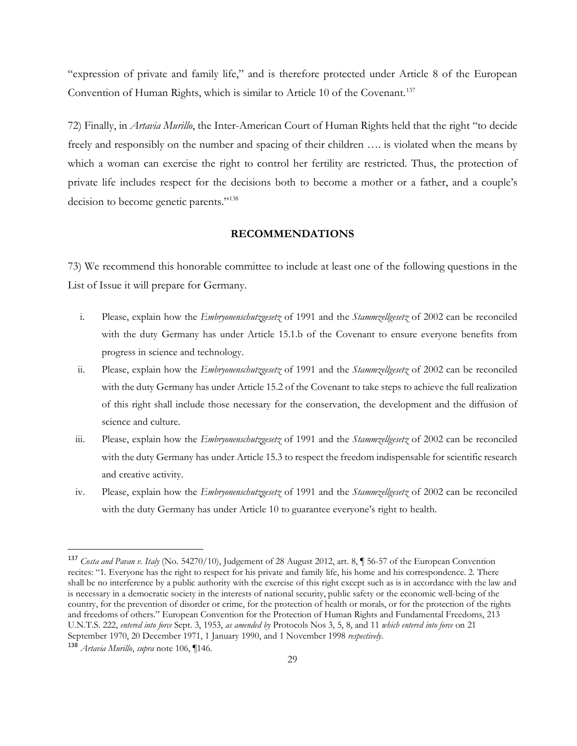"expression of private and family life," and is therefore protected under Article 8 of the European Convention of Human Rights, which is similar to Article 10 of the Covenant.[137]

72) Finally, in *Artavia Murillo*, the Inter-American Court of Human Rights held that the right "to decide freely and responsibly on the number and spacing of their children …. is violated when the means by which a woman can exercise the right to control her fertility are restricted. Thus, the protection of private life includes respect for the decisions both to become a mother or a father, and a couple's decision to become genetic parents."[138]

## RECOMMENDATIONS

73) We recommend this honorable committee to include at least one of the following questions in the List of Issue it will prepare for Germany.

i. Please, explain how the *Embryonenschutzgesetz* of 1991 and the *Stammzellgesetz* of 2002 can be reconciled with the duty Germany has under Article 15.1.b of the Covenant to ensure everyone benefits from progress in science and technology.

ii. Please, explain how the *Embryonenschutzgesetz* of 1991 and the *Stammzellgesetz* of 2002 can be reconciled with the duty Germany has under Article 15.2 of the Covenant to take steps to achieve the full realization of this right shall include those necessary for the conservation, the development and the diffusion of science and culture.

iii. Please, explain how the *Embryonenschutzgesetz* of 1991 and the *Stammzellgesetz* of 2002 can be reconciled with the duty Germany has under Article 15.3 to respect the freedom indispensable for scientific research and creative activity.

iv. Please, explain how the *Embryonenschutzgesetz* of 1991 and the *Stammzellgesetz* of 2002 can be reconciled with the duty Germany has under Article 10 to guarantee everyone's right to health.

---

[137] *Costa and Pavan v. Italy* (No. 54270/10), Judgement of 28 August 2012, art. 8, ¶ 56-57 of the European Convention recites: "1. Everyone has the right to respect for his private and family life, his home and his correspondence. 2. There shall be no interference by a public authority with the exercise of this right except such as is in accordance with the law and is necessary in a democratic society in the interests of national security, public safety or the economic well-being of the country, for the prevention of disorder or crime, for the protection of health or morals, or for the protection of the rights and freedoms of others." European Convention for the Protection of Human Rights and Fundamental Freedoms, 213 U.N.T.S. 222, *entered into force* Sept. 3, 1953, *as amended by* Protocols Nos 3, 5, 8, and 11 *which entered into force* on 21 September 1970, 20 December 1971, 1 January 1990, and 1 November 1998 *respectively*.

[138] *Artavia Murillo*, *supra* note 106, ¶146.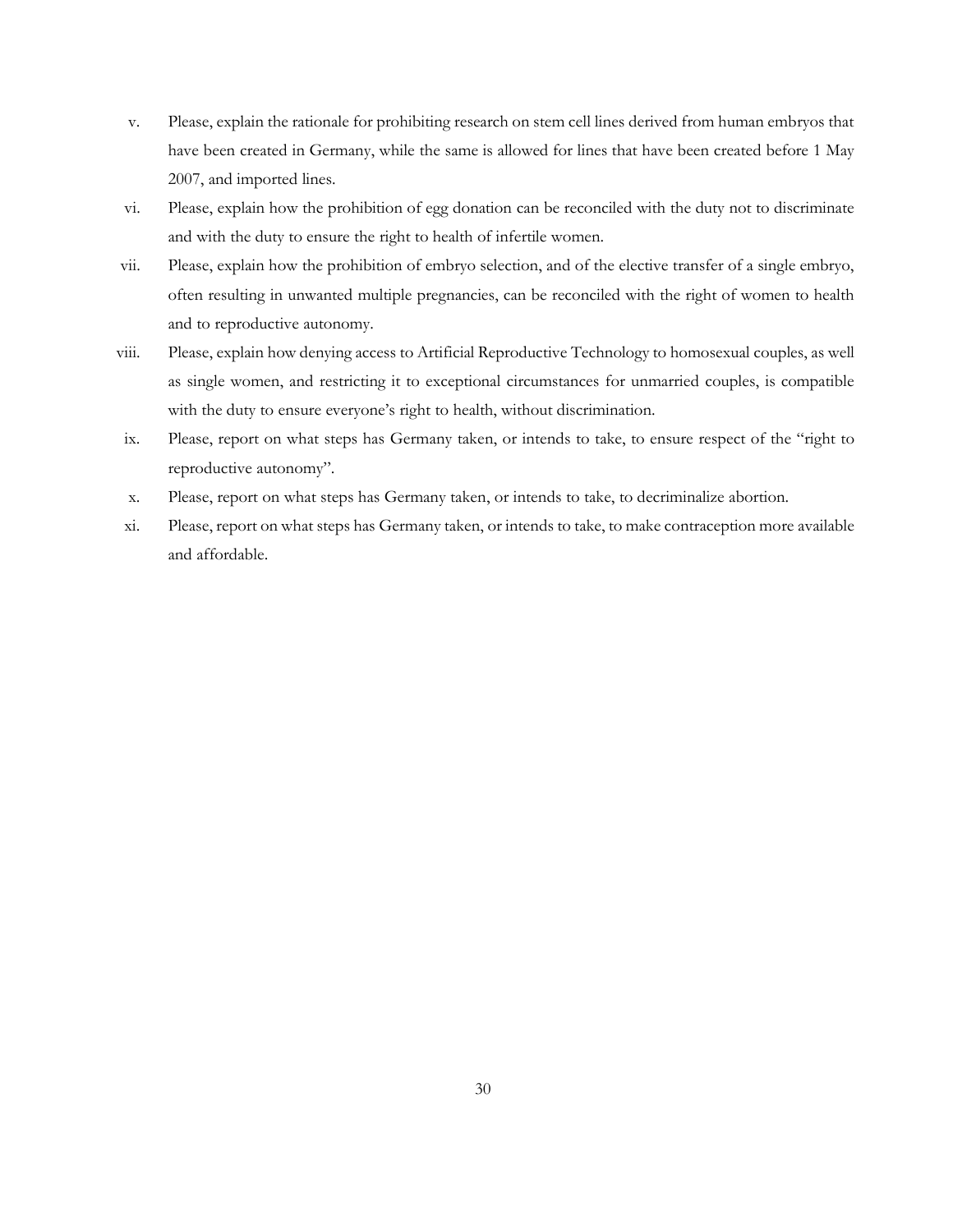v. Please, explain the rationale for prohibiting research on stem cell lines derived from human embryos that have been created in Germany, while the same is allowed for lines that have been created before 1 May 2007, and imported lines.

vi. Please, explain how the prohibition of egg donation can be reconciled with the duty not to discriminate and with the duty to ensure the right to health of infertile women.

vii. Please, explain how the prohibition of embryo selection, and of the elective transfer of a single embryo, often resulting in unwanted multiple pregnancies, can be reconciled with the right of women to health and to reproductive autonomy.

viii. Please, explain how denying access to Artificial Reproductive Technology to homosexual couples, as well as single women, and restricting it to exceptional circumstances for unmarried couples, is compatible with the duty to ensure everyone's right to health, without discrimination.

ix. Please, report on what steps has Germany taken, or intends to take, to ensure respect of the "right to reproductive autonomy".

x. Please, report on what steps has Germany taken, or intends to take, to decriminalize abortion.

xi. Please, report on what steps has Germany taken, or intends to take, to make contraception more available and affordable.